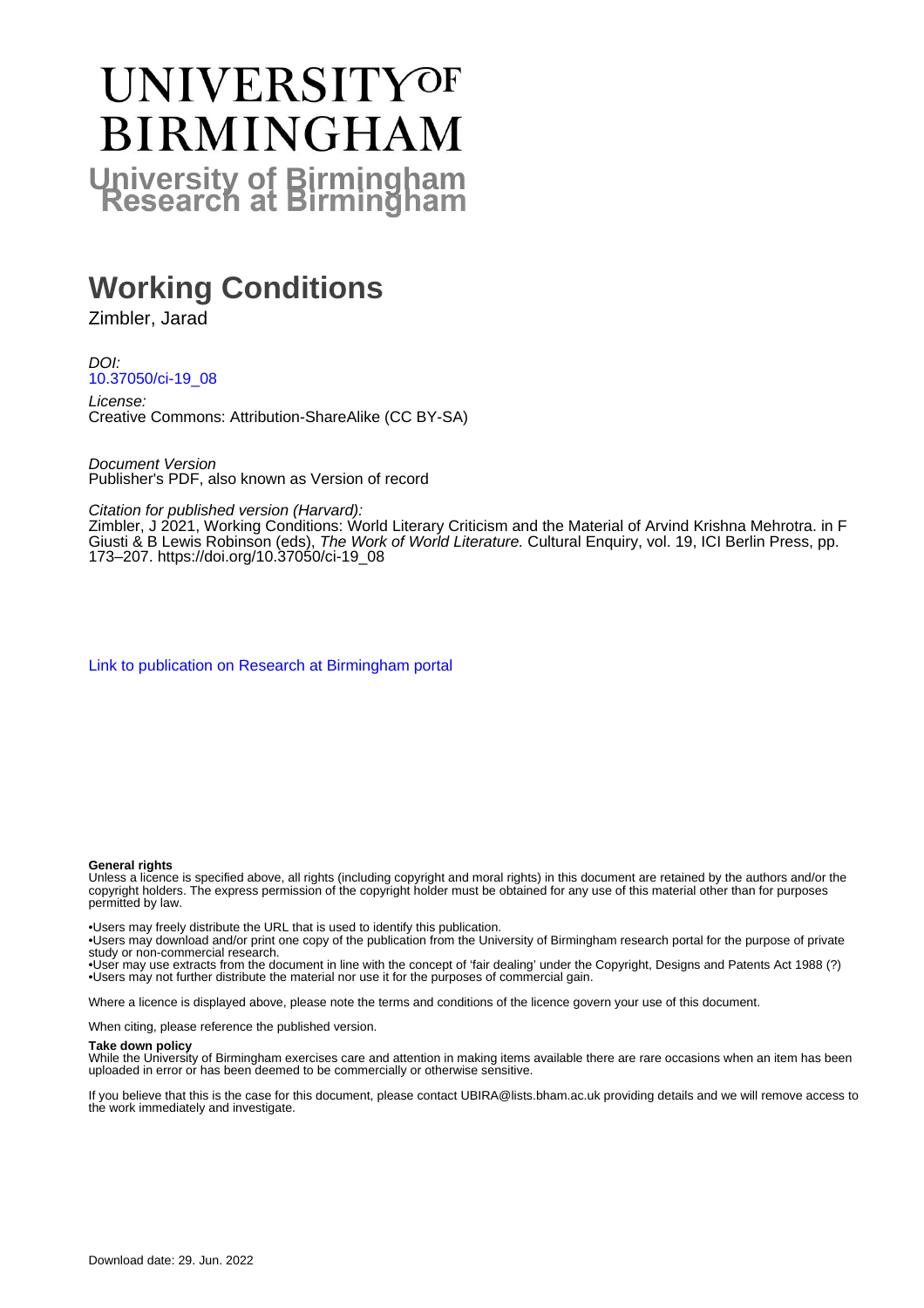# UNIVERSITY OF BIRMINGHAM

## University of Birmingham Research at Birmingham

# Working Conditions

Zimbler, Jarad

*DOI:*
10.37050/ci-19_08

*License:*
Creative Commons: Attribution-ShareAlike (CC BY-SA)

*Document Version*
Publisher's PDF, also known as Version of record

*Citation for published version (Harvard):*
Zimbler, J 2021, Working Conditions: World Literary Criticism and the Material of Arvind Krishna Mehrotra. in F Giusti & B Lewis Robinson (eds), *The Work of World Literature.* Cultural Enquiry, vol. 19, ICI Berlin Press, pp. 173–207. https://doi.org/10.37050/ci-19_08

Link to publication on Research at Birmingham portal

**General rights**
Unless a licence is specified above, all rights (including copyright and moral rights) in this document are retained by the authors and/or the copyright holders. The express permission of the copyright holder must be obtained for any use of this material other than for purposes permitted by law.

•Users may freely distribute the URL that is used to identify this publication.
•Users may download and/or print one copy of the publication from the University of Birmingham research portal for the purpose of private study or non-commercial research.
•User may use extracts from the document in line with the concept of 'fair dealing' under the Copyright, Designs and Patents Act 1988 (?)
•Users may not further distribute the material nor use it for the purposes of commercial gain.

Where a licence is displayed above, please note the terms and conditions of the licence govern your use of this document.

When citing, please reference the published version.

**Take down policy**
While the University of Birmingham exercises care and attention in making items available there are rare occasions when an item has been uploaded in error or has been deemed to be commercially or otherwise sensitive.

If you believe that this is the case for this document, please contact UBIRA@lists.bham.ac.uk providing details and we will remove access to the work immediately and investigate.

Download date: 29. Jun. 2022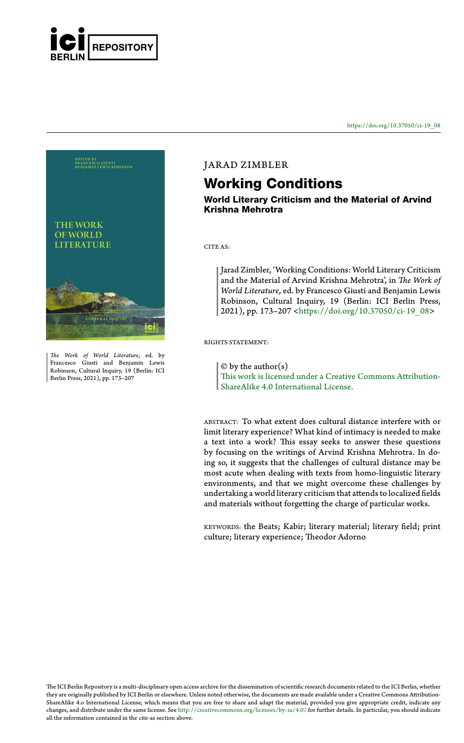ici BERLIN REPOSITORY

https://doi.org/10.37050/ci-19_08

EDITED BY
FRANCESCO GIUSTI
BENJAMIN LEWIS ROBINSON

THE WORK OF WORLD LITERATURE

CULTURAL INQUIRY

*The Work of World Literature*, ed. by Francesco Giusti and Benjamin Lewis Robinson, Cultural Inquiry, 19 (Berlin: ICI Berlin Press, 2021), pp. 173–207

JARAD ZIMBLER

# Working Conditions

## World Literary Criticism and the Material of Arvind Krishna Mehrotra

CITE AS:

> Jarad Zimbler, 'Working Conditions: World Literary Criticism and the Material of Arvind Krishna Mehrotra', in *The Work of World Literature*, ed. by Francesco Giusti and Benjamin Lewis Robinson, Cultural Inquiry, 19 (Berlin: ICI Berlin Press, 2021), pp. 173–207 <https://doi.org/10.37050/ci-19_08>

RIGHTS STATEMENT:

> © by the author(s)
> This work is licensed under a Creative Commons Attribution-ShareAlike 4.0 International License.

ABSTRACT: To what extent does cultural distance interfere with or limit literary experience? What kind of intimacy is needed to make a text into a work? This essay seeks to answer these questions by focusing on the writings of Arvind Krishna Mehrotra. In doing so, it suggests that the challenges of cultural distance may be most acute when dealing with texts from homo-linguistic literary environments, and that we might overcome these challenges by undertaking a world literary criticism that attends to localized fields and materials without forgetting the charge of particular works.

KEYWORDS: the Beats; Kabir; literary material; literary field; print culture; literary experience; Theodor Adorno

The ICI Berlin Repository is a multi-disciplinary open access archive for the dissemination of scientific research documents related to the ICI Berlin, whether they are originally published by ICI Berlin or elsewhere. Unless noted otherwise, the documents are made available under a Creative Commons Attribution-ShareAlike 4.0 International License, which means that you are free to share and adapt the material, provided you give appropriate credit, indicate any changes, and distribute under the same license. See http://creativecommons.org/licenses/by-sa/4.0/ for further details. In particular, you should indicate all the information contained in the cite-as section above.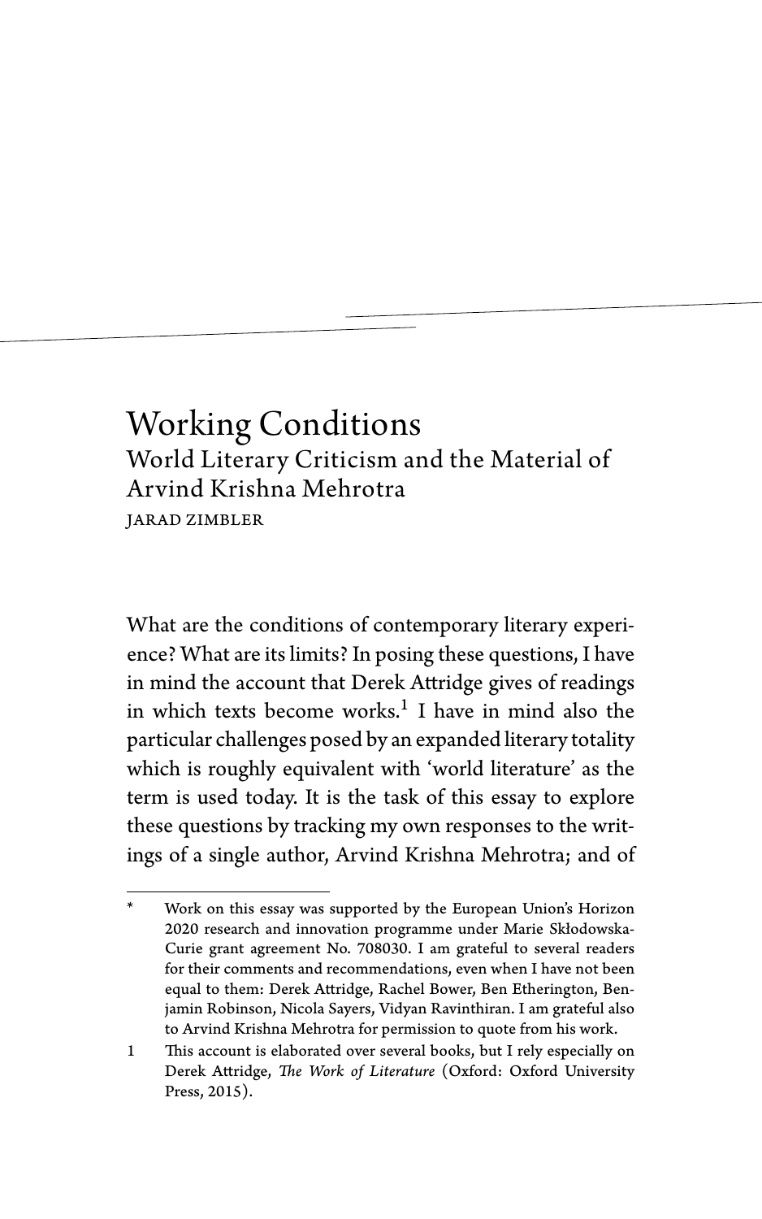# Working Conditions

## World Literary Criticism and the Material of Arvind Krishna Mehrotra

JARAD ZIMBLER

What are the conditions of contemporary literary experience? What are its limits? In posing these questions, I have in mind the account that Derek Attridge gives of readings in which texts become works.[1] I have in mind also the particular challenges posed by an expanded literary totality which is roughly equivalent with 'world literature' as the term is used today. It is the task of this essay to explore these questions by tracking my own responses to the writings of a single author, Arvind Krishna Mehrotra; and of

---

\* Work on this essay was supported by the European Union's Horizon 2020 research and innovation programme under Marie Skłodowska-Curie grant agreement No. 708030. I am grateful to several readers for their comments and recommendations, even when I have not been equal to them: Derek Attridge, Rachel Bower, Ben Etherington, Benjamin Robinson, Nicola Sayers, Vidyan Ravinthiran. I am grateful also to Arvind Krishna Mehrotra for permission to quote from his work.

1 This account is elaborated over several books, but I rely especially on Derek Attridge, *The Work of Literature* (Oxford: Oxford University Press, 2015).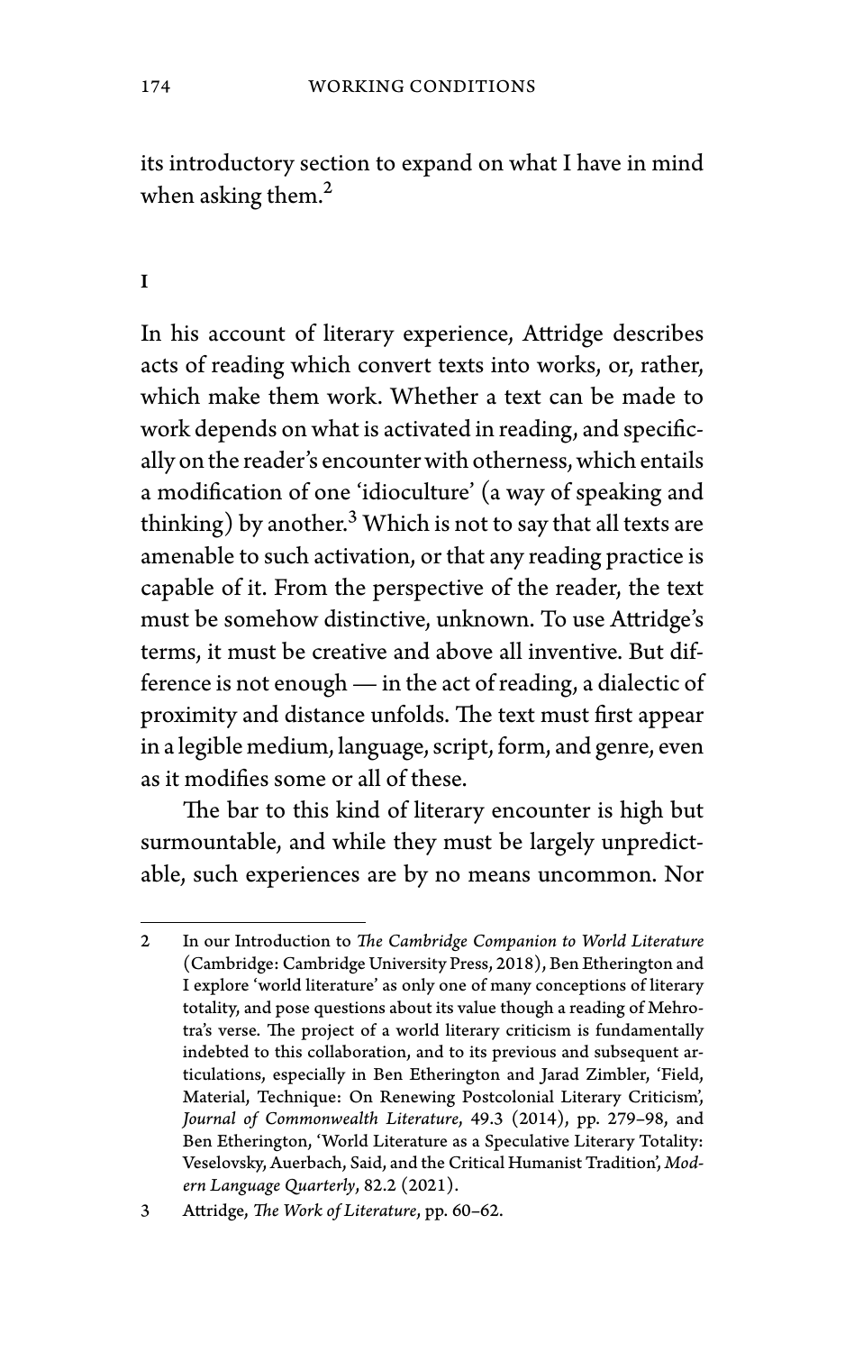its introductory section to expand on what I have in mind when asking them.[2]

## I

In his account of literary experience, Attridge describes acts of reading which convert texts into works, or, rather, which make them work. Whether a text can be made to work depends on what is activated in reading, and specifically on the reader's encounter with otherness, which entails a modification of one 'idioculture' (a way of speaking and thinking) by another.[3] Which is not to say that all texts are amenable to such activation, or that any reading practice is capable of it. From the perspective of the reader, the text must be somehow distinctive, unknown. To use Attridge's terms, it must be creative and above all inventive. But difference is not enough — in the act of reading, a dialectic of proximity and distance unfolds. The text must first appear in a legible medium, language, script, form, and genre, even as it modifies some or all of these.

The bar to this kind of literary encounter is high but surmountable, and while they must be largely unpredictable, such experiences are by no means uncommon. Nor

---

2 In our Introduction to *The Cambridge Companion to World Literature* (Cambridge: Cambridge University Press, 2018), Ben Etherington and I explore 'world literature' as only one of many conceptions of literary totality, and pose questions about its value though a reading of Mehrotra's verse. The project of a world literary criticism is fundamentally indebted to this collaboration, and to its previous and subsequent articulations, especially in Ben Etherington and Jarad Zimbler, 'Field, Material, Technique: On Renewing Postcolonial Literary Criticism', *Journal of Commonwealth Literature*, 49.3 (2014), pp. 279–98, and Ben Etherington, 'World Literature as a Speculative Literary Totality: Veselovsky, Auerbach, Said, and the Critical Humanist Tradition', *Modern Language Quarterly*, 82.2 (2021).

3 Attridge, *The Work of Literature*, pp. 60–62.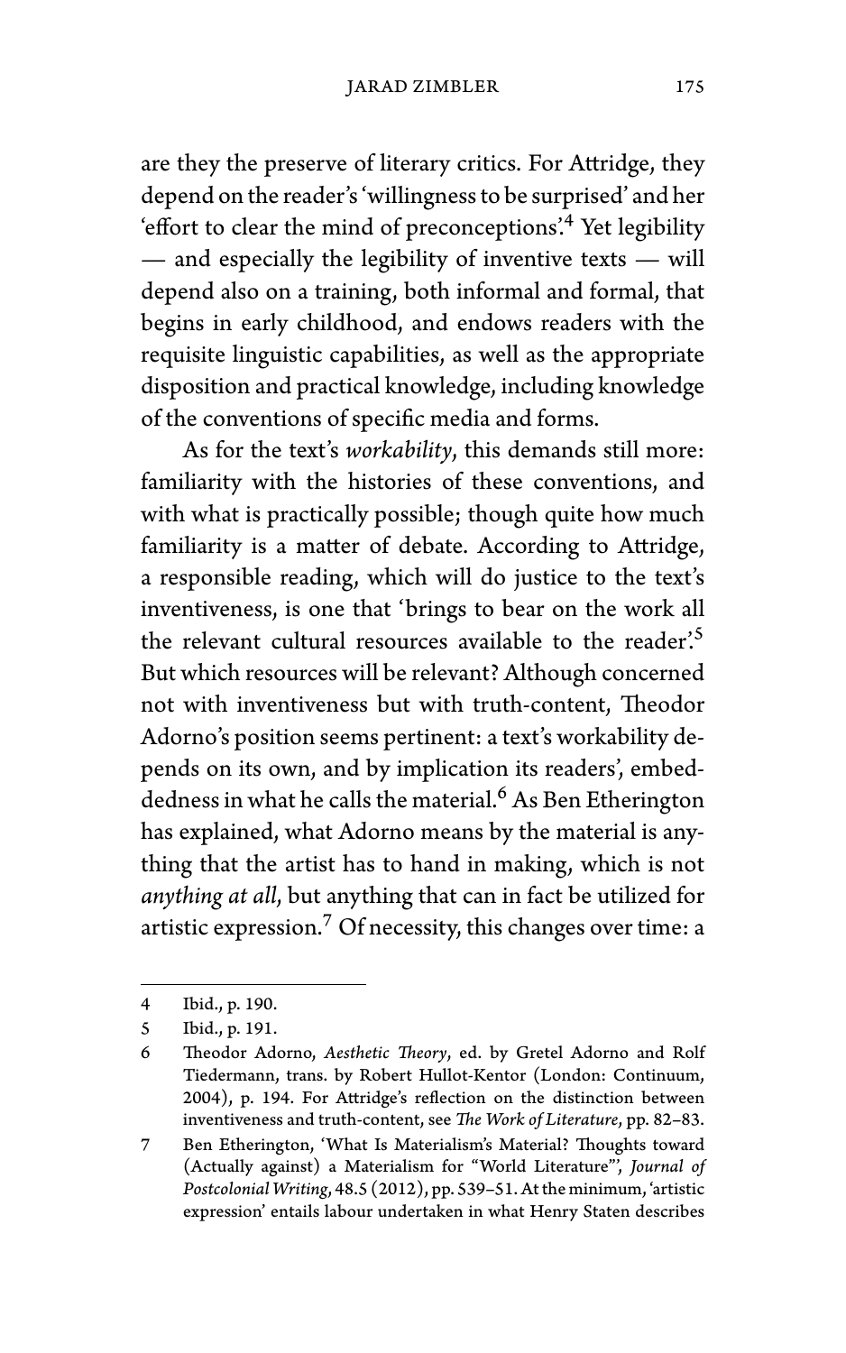are they the preserve of literary critics. For Attridge, they depend on the reader's 'willingness to be surprised' and her 'effort to clear the mind of preconceptions'.[4] Yet legibility — and especially the legibility of inventive texts — will depend also on a training, both informal and formal, that begins in early childhood, and endows readers with the requisite linguistic capabilities, as well as the appropriate disposition and practical knowledge, including knowledge of the conventions of specific media and forms.

As for the text's *workability*, this demands still more: familiarity with the histories of these conventions, and with what is practically possible; though quite how much familiarity is a matter of debate. According to Attridge, a responsible reading, which will do justice to the text's inventiveness, is one that 'brings to bear on the work all the relevant cultural resources available to the reader'.[5] But which resources will be relevant? Although concerned not with inventiveness but with truth-content, Theodor Adorno's position seems pertinent: a text's workability depends on its own, and by implication its readers', embeddedness in what he calls the material.[6] As Ben Etherington has explained, what Adorno means by the material is anything that the artist has to hand in making, which is not *anything at all*, but anything that can in fact be utilized for artistic expression.[7] Of necessity, this changes over time: a

4 Ibid., p. 190.

5 Ibid., p. 191.

6 Theodor Adorno, *Aesthetic Theory*, ed. by Gretel Adorno and Rolf Tiedermann, trans. by Robert Hullot-Kentor (London: Continuum, 2004), p. 194. For Attridge's reflection on the distinction between inventiveness and truth-content, see *The Work of Literature*, pp. 82–83.

7 Ben Etherington, 'What Is Materialism's Material? Thoughts toward (Actually against) a Materialism for "World Literature"', *Journal of Postcolonial Writing*, 48.5 (2012), pp. 539–51. At the minimum, 'artistic expression' entails labour undertaken in what Henry Staten describes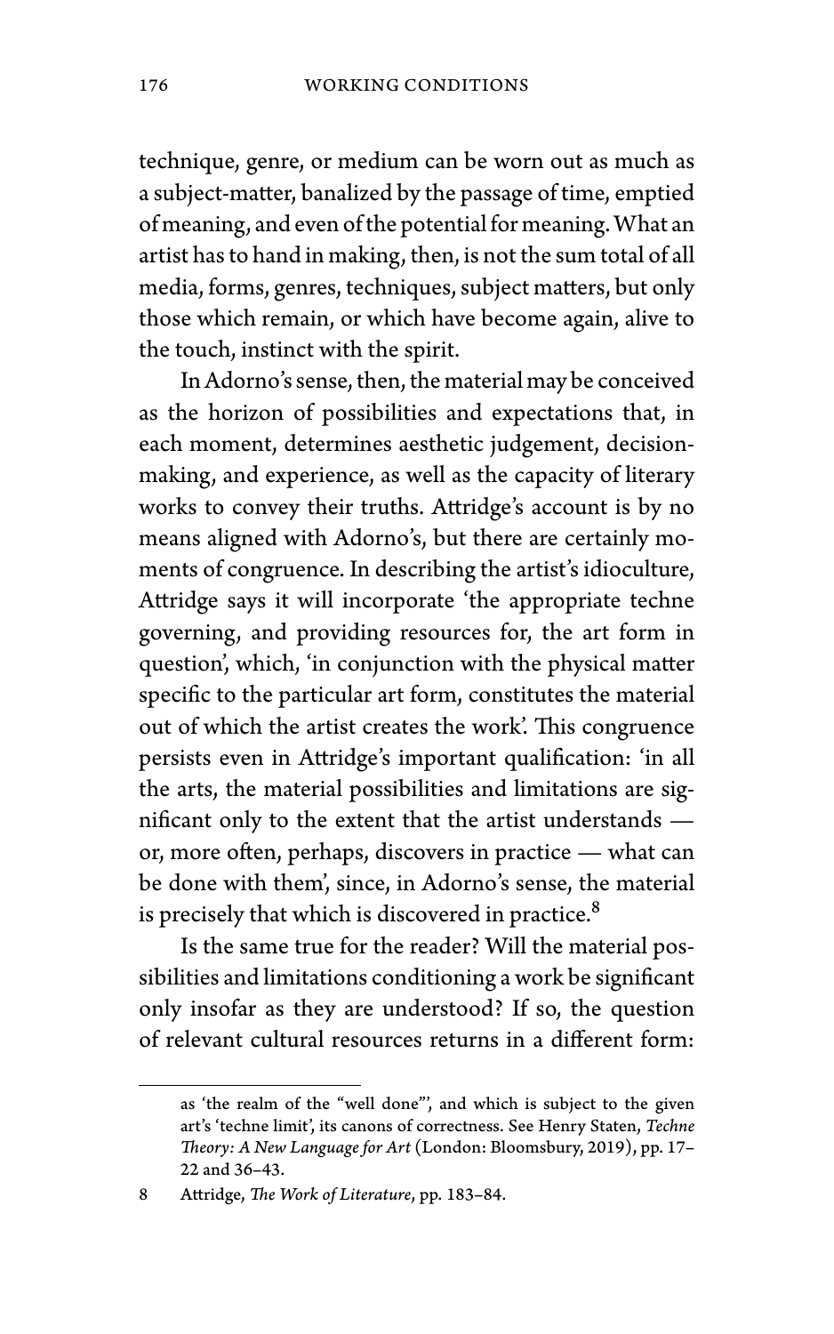technique, genre, or medium can be worn out as much as a subject-matter, banalized by the passage of time, emptied of meaning, and even of the potential for meaning. What an artist has to hand in making, then, is not the sum total of all media, forms, genres, techniques, subject matters, but only those which remain, or which have become again, alive to the touch, instinct with the spirit.

In Adorno's sense, then, the material may be conceived as the horizon of possibilities and expectations that, in each moment, determines aesthetic judgement, decision-making, and experience, as well as the capacity of literary works to convey their truths. Attridge's account is by no means aligned with Adorno's, but there are certainly moments of congruence. In describing the artist's idioculture, Attridge says it will incorporate 'the appropriate techne governing, and providing resources for, the art form in question', which, 'in conjunction with the physical matter specific to the particular art form, constitutes the material out of which the artist creates the work'. This congruence persists even in Attridge's important qualification: 'in all the arts, the material possibilities and limitations are significant only to the extent that the artist understands — or, more often, perhaps, discovers in practice — what can be done with them', since, in Adorno's sense, the material is precisely that which is discovered in practice.[8]

Is the same true for the reader? Will the material possibilities and limitations conditioning a work be significant only insofar as they are understood? If so, the question of relevant cultural resources returns in a different form:

---

as 'the realm of the "well done"', and which is subject to the given art's 'techne limit', its canons of correctness. See Henry Staten, *Techne Theory: A New Language for Art* (London: Bloomsbury, 2019), pp. 17–22 and 36–43.

8 Attridge, *The Work of Literature*, pp. 183–84.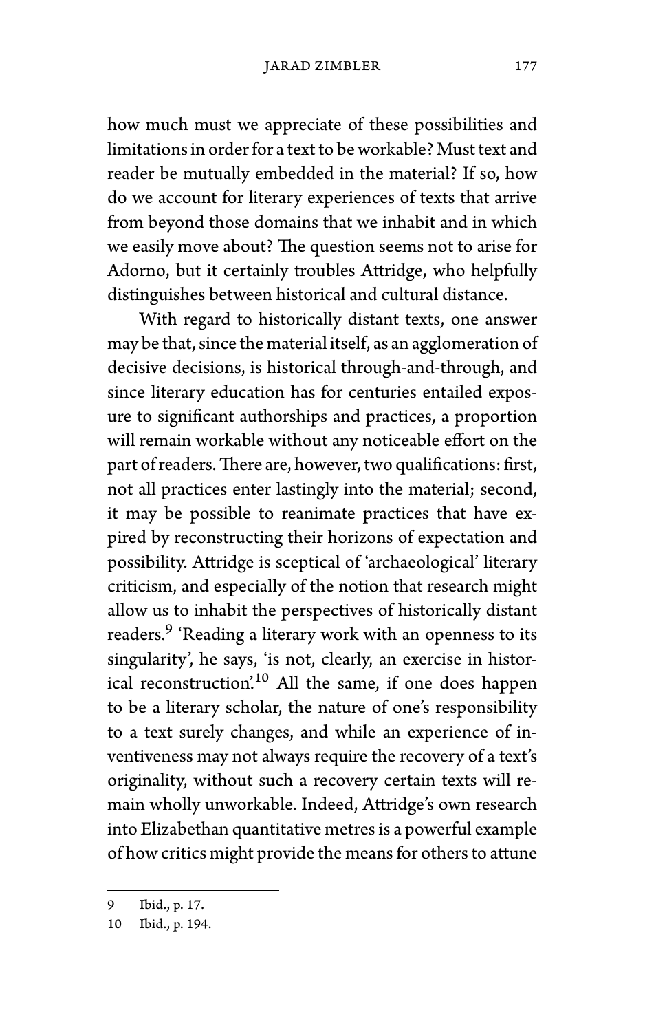how much must we appreciate of these possibilities and limitations in order for a text to be workable? Must text and reader be mutually embedded in the material? If so, how do we account for literary experiences of texts that arrive from beyond those domains that we inhabit and in which we easily move about? The question seems not to arise for Adorno, but it certainly troubles Attridge, who helpfully distinguishes between historical and cultural distance.

With regard to historically distant texts, one answer may be that, since the material itself, as an agglomeration of decisive decisions, is historical through-and-through, and since literary education has for centuries entailed exposure to significant authorships and practices, a proportion will remain workable without any noticeable effort on the part of readers. There are, however, two qualifications: first, not all practices enter lastingly into the material; second, it may be possible to reanimate practices that have expired by reconstructing their horizons of expectation and possibility. Attridge is sceptical of 'archaeological' literary criticism, and especially of the notion that research might allow us to inhabit the perspectives of historically distant readers.[9] 'Reading a literary work with an openness to its singularity', he says, 'is not, clearly, an exercise in historical reconstruction'.[10] All the same, if one does happen to be a literary scholar, the nature of one's responsibility to a text surely changes, and while an experience of inventiveness may not always require the recovery of a text's originality, without such a recovery certain texts will remain wholly unworkable. Indeed, Attridge's own research into Elizabethan quantitative metres is a powerful example of how critics might provide the means for others to attune

---

9 Ibid., p. 17.

10 Ibid., p. 194.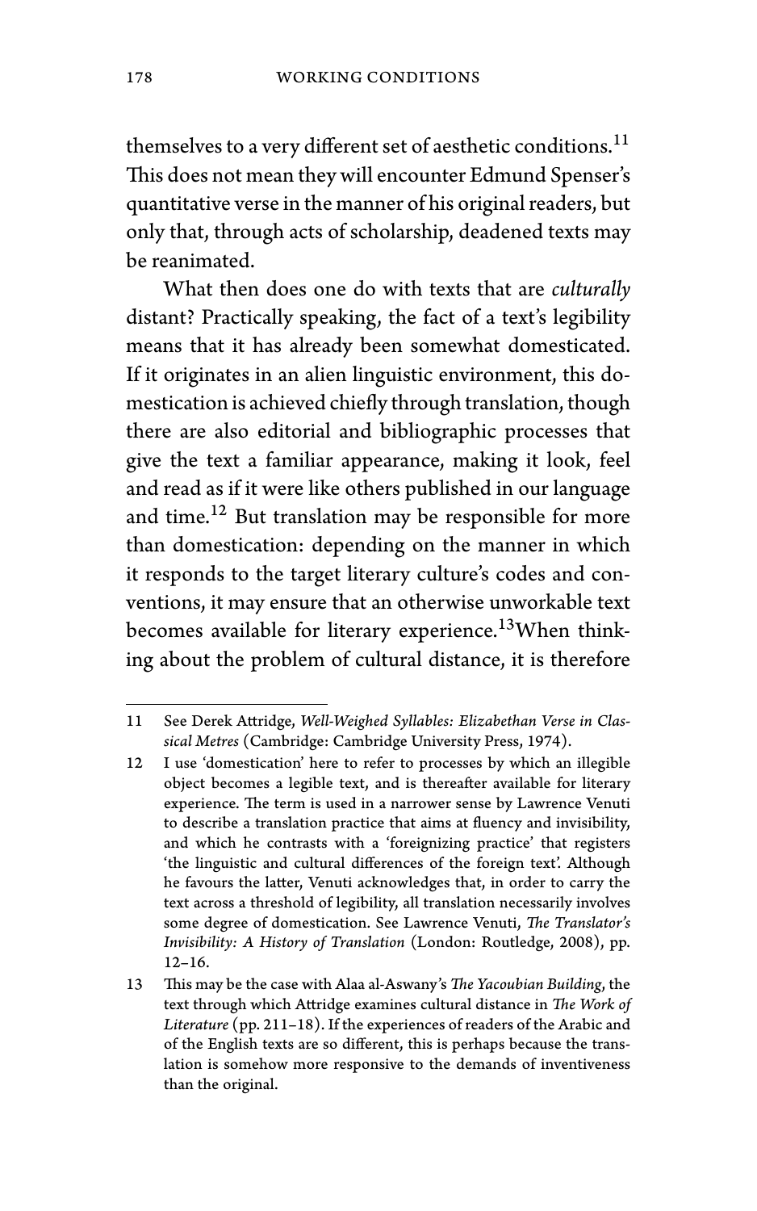themselves to a very different set of aesthetic conditions.[11] This does not mean they will encounter Edmund Spenser's quantitative verse in the manner of his original readers, but only that, through acts of scholarship, deadened texts may be reanimated.

What then does one do with texts that are *culturally* distant? Practically speaking, the fact of a text's legibility means that it has already been somewhat domesticated. If it originates in an alien linguistic environment, this domestication is achieved chiefly through translation, though there are also editorial and bibliographic processes that give the text a familiar appearance, making it look, feel and read as if it were like others published in our language and time.[12] But translation may be responsible for more than domestication: depending on the manner in which it responds to the target literary culture's codes and conventions, it may ensure that an otherwise unworkable text becomes available for literary experience.[13]When thinking about the problem of cultural distance, it is therefore

---

11 See Derek Attridge, *Well-Weighed Syllables: Elizabethan Verse in Classical Metres* (Cambridge: Cambridge University Press, 1974).

12 I use 'domestication' here to refer to processes by which an illegible object becomes a legible text, and is thereafter available for literary experience. The term is used in a narrower sense by Lawrence Venuti to describe a translation practice that aims at fluency and invisibility, and which he contrasts with a 'foreignizing practice' that registers 'the linguistic and cultural differences of the foreign text'. Although he favours the latter, Venuti acknowledges that, in order to carry the text across a threshold of legibility, all translation necessarily involves some degree of domestication. See Lawrence Venuti, *The Translator's Invisibility: A History of Translation* (London: Routledge, 2008), pp. 12–16.

13 This may be the case with Alaa al-Aswany's *The Yacoubian Building*, the text through which Attridge examines cultural distance in *The Work of Literature* (pp. 211–18). If the experiences of readers of the Arabic and of the English texts are so different, this is perhaps because the translation is somehow more responsive to the demands of inventiveness than the original.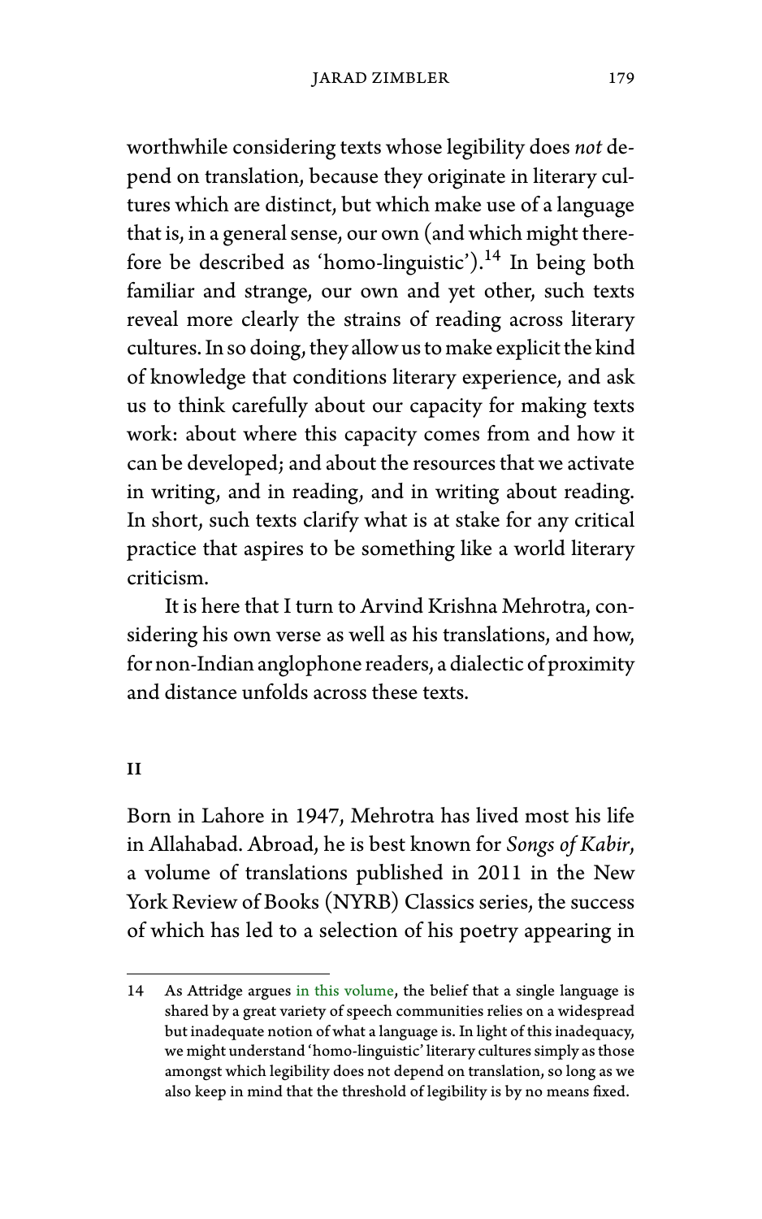worthwhile considering texts whose legibility does *not* depend on translation, because they originate in literary cultures which are distinct, but which make use of a language that is, in a general sense, our own (and which might therefore be described as 'homo-linguistic').[14] In being both familiar and strange, our own and yet other, such texts reveal more clearly the strains of reading across literary cultures. In so doing, they allow us to make explicit the kind of knowledge that conditions literary experience, and ask us to think carefully about our capacity for making texts work: about where this capacity comes from and how it can be developed; and about the resources that we activate in writing, and in reading, and in writing about reading. In short, such texts clarify what is at stake for any critical practice that aspires to be something like a world literary criticism.

It is here that I turn to Arvind Krishna Mehrotra, considering his own verse as well as his translations, and how, for non-Indian anglophone readers, a dialectic of proximity and distance unfolds across these texts.

## II

Born in Lahore in 1947, Mehrotra has lived most his life in Allahabad. Abroad, he is best known for *Songs of Kabir*, a volume of translations published in 2011 in the New York Review of Books (NYRB) Classics series, the success of which has led to a selection of his poetry appearing in

---

14 As Attridge argues in this volume, the belief that a single language is shared by a great variety of speech communities relies on a widespread but inadequate notion of what a language is. In light of this inadequacy, we might understand 'homo-linguistic' literary cultures simply as those amongst which legibility does not depend on translation, so long as we also keep in mind that the threshold of legibility is by no means fixed.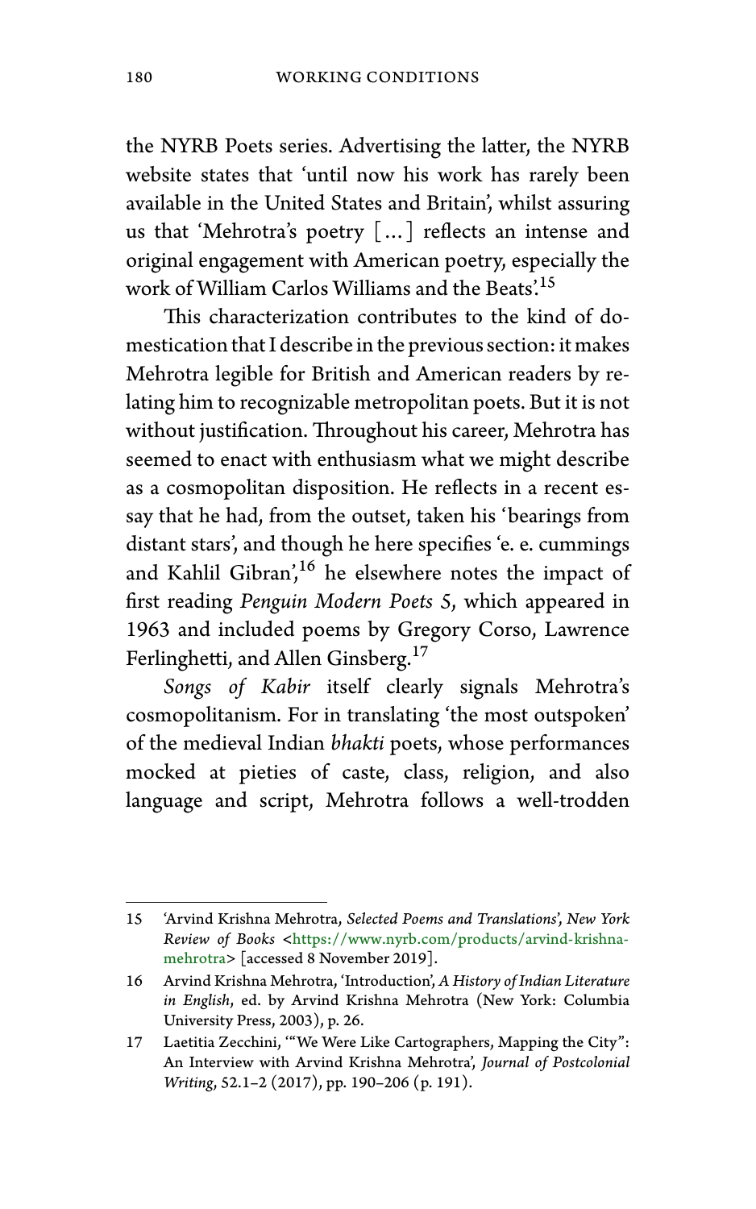the NYRB Poets series. Advertising the latter, the NYRB website states that 'until now his work has rarely been available in the United States and Britain', whilst assuring us that 'Mehrotra's poetry [...] reflects an intense and original engagement with American poetry, especially the work of William Carlos Williams and the Beats'.[15]

This characterization contributes to the kind of domestication that I describe in the previous section: it makes Mehrotra legible for British and American readers by relating him to recognizable metropolitan poets. But it is not without justification. Throughout his career, Mehrotra has seemed to enact with enthusiasm what we might describe as a cosmopolitan disposition. He reflects in a recent essay that he had, from the outset, taken his 'bearings from distant stars', and though he here specifies 'e. e. cummings and Kahlil Gibran',[16] he elsewhere notes the impact of first reading *Penguin Modern Poets 5*, which appeared in 1963 and included poems by Gregory Corso, Lawrence Ferlinghetti, and Allen Ginsberg.[17]

*Songs of Kabir* itself clearly signals Mehrotra's cosmopolitanism. For in translating 'the most outspoken' of the medieval Indian *bhakti* poets, whose performances mocked at pieties of caste, class, religion, and also language and script, Mehrotra follows a well-trodden

---

15 'Arvind Krishna Mehrotra, *Selected Poems and Translations*', *New York Review of Books* <https://www.nyrb.com/products/arvind-krishna-mehrotra> [accessed 8 November 2019].

16 Arvind Krishna Mehrotra, 'Introduction', *A History of Indian Literature in English*, ed. by Arvind Krishna Mehrotra (New York: Columbia University Press, 2003), p. 26.

17 Laetitia Zecchini, '"We Were Like Cartographers, Mapping the City": An Interview with Arvind Krishna Mehrotra', *Journal of Postcolonial Writing*, 52.1–2 (2017), pp. 190–206 (p. 191).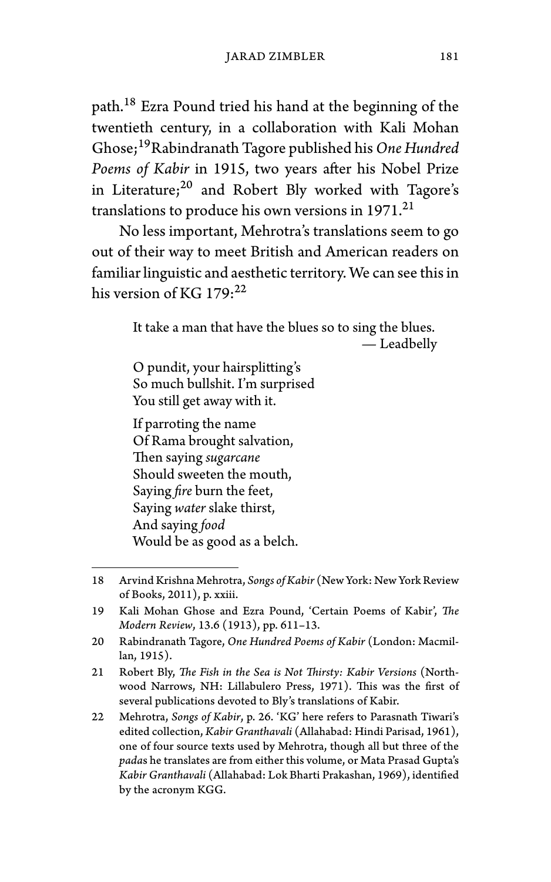path.[18] Ezra Pound tried his hand at the beginning of the twentieth century, in a collaboration with Kali Mohan Ghose;[19] Rabindranath Tagore published his *One Hundred Poems of Kabir* in 1915, two years after his Nobel Prize in Literature;[20] and Robert Bly worked with Tagore's translations to produce his own versions in 1971.[21]

No less important, Mehrotra's translations seem to go out of their way to meet British and American readers on familiar linguistic and aesthetic territory. We can see this in his version of KG 179:[22]

> It take a man that have the blues so to sing the blues.
> — Leadbelly
>
> O pundit, your hairsplitting's
> So much bullshit. I'm surprised
> You still get away with it.
>
> If parroting the name
> Of Rama brought salvation,
> Then saying *sugarcane*
> Should sweeten the mouth,
> Saying *fire* burn the feet,
> Saying *water* slake thirst,
> And saying *food*
> Would be as good as a belch.

---

18 Arvind Krishna Mehrotra, *Songs of Kabir* (New York: New York Review of Books, 2011), p. xxiii.

19 Kali Mohan Ghose and Ezra Pound, 'Certain Poems of Kabir', *The Modern Review*, 13.6 (1913), pp. 611–13.

20 Rabindranath Tagore, *One Hundred Poems of Kabir* (London: Macmillan, 1915).

21 Robert Bly, *The Fish in the Sea is Not Thirsty: Kabir Versions* (Northwood Narrows, NH: Lillabulero Press, 1971). This was the first of several publications devoted to Bly's translations of Kabir.

22 Mehrotra, *Songs of Kabir*, p. 26. 'KG' here refers to Parasnath Tiwari's edited collection, *Kabir Granthavali* (Allahabad: Hindi Parisad, 1961), one of four source texts used by Mehrotra, though all but three of the *padas* he translates are from either this volume, or Mata Prasad Gupta's *Kabir Granthavali* (Allahabad: Lok Bharti Prakashan, 1969), identified by the acronym KGG.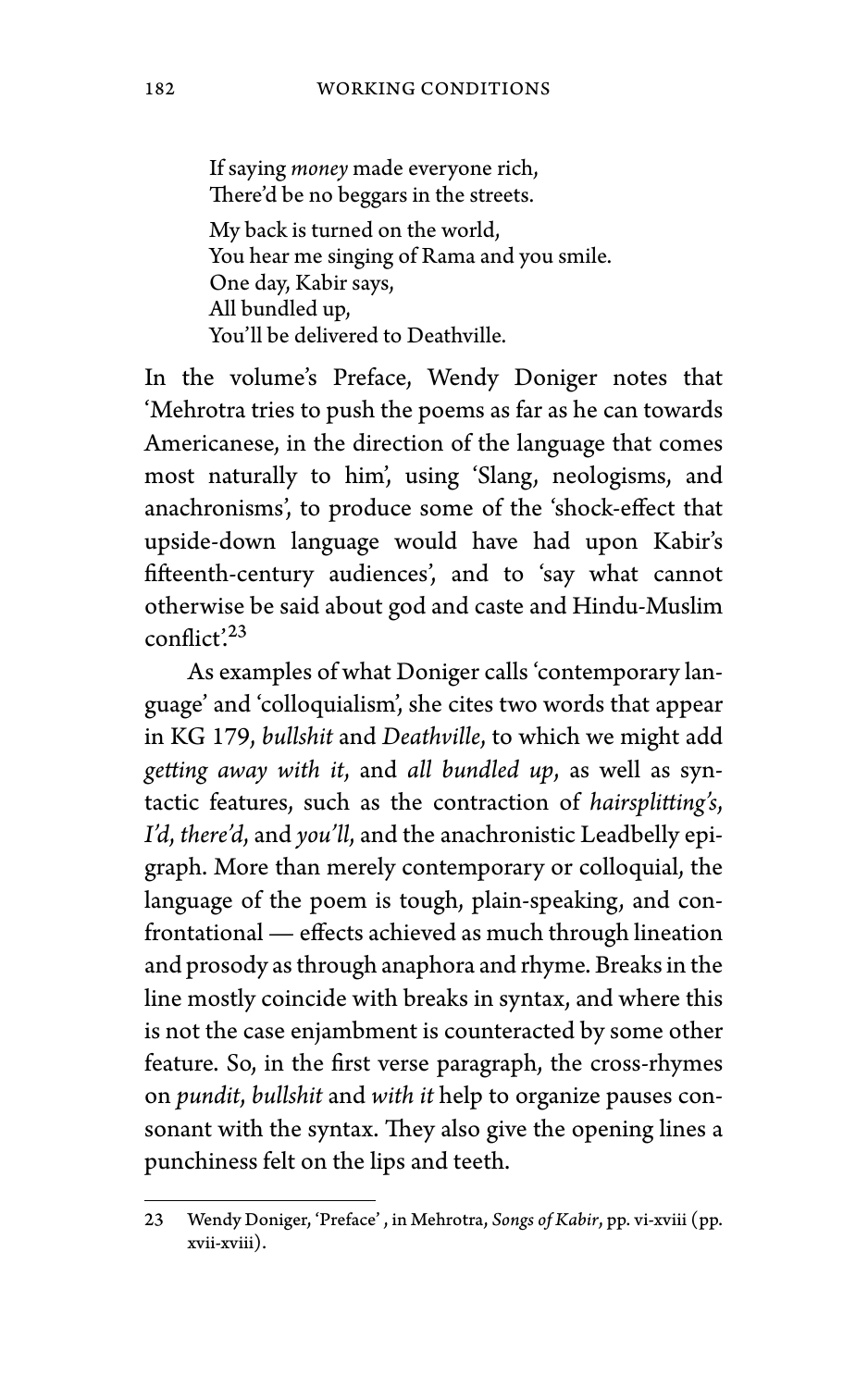> If saying *money* made everyone rich,
> There'd be no beggars in the streets.
>
> My back is turned on the world,
> You hear me singing of Rama and you smile.
> One day, Kabir says,
> All bundled up,
> You'll be delivered to Deathville.

In the volume's Preface, Wendy Doniger notes that 'Mehrotra tries to push the poems as far as he can towards Americanese, in the direction of the language that comes most naturally to him', using 'Slang, neologisms, and anachronisms', to produce some of the 'shock-effect that upside-down language would have had upon Kabir's fifteenth-century audiences', and to 'say what cannot otherwise be said about god and caste and Hindu-Muslim conflict'.[23]

As examples of what Doniger calls 'contemporary language' and 'colloquialism', she cites two words that appear in KG 179, *bullshit* and *Deathville*, to which we might add *getting away with it*, and *all bundled up*, as well as syntactic features, such as the contraction of *hairsplitting's*, *I'd*, *there'd*, and *you'll*, and the anachronistic Leadbelly epigraph. More than merely contemporary or colloquial, the language of the poem is tough, plain-speaking, and confrontational — effects achieved as much through lineation and prosody as through anaphora and rhyme. Breaks in the line mostly coincide with breaks in syntax, and where this is not the case enjambment is counteracted by some other feature. So, in the first verse paragraph, the cross-rhymes on *pundit*, *bullshit* and *with it* help to organize pauses consonant with the syntax. They also give the opening lines a punchiness felt on the lips and teeth.

23 Wendy Doniger, 'Preface' , in Mehrotra, *Songs of Kabir*, pp. vi-xviii (pp. xvii-xviii).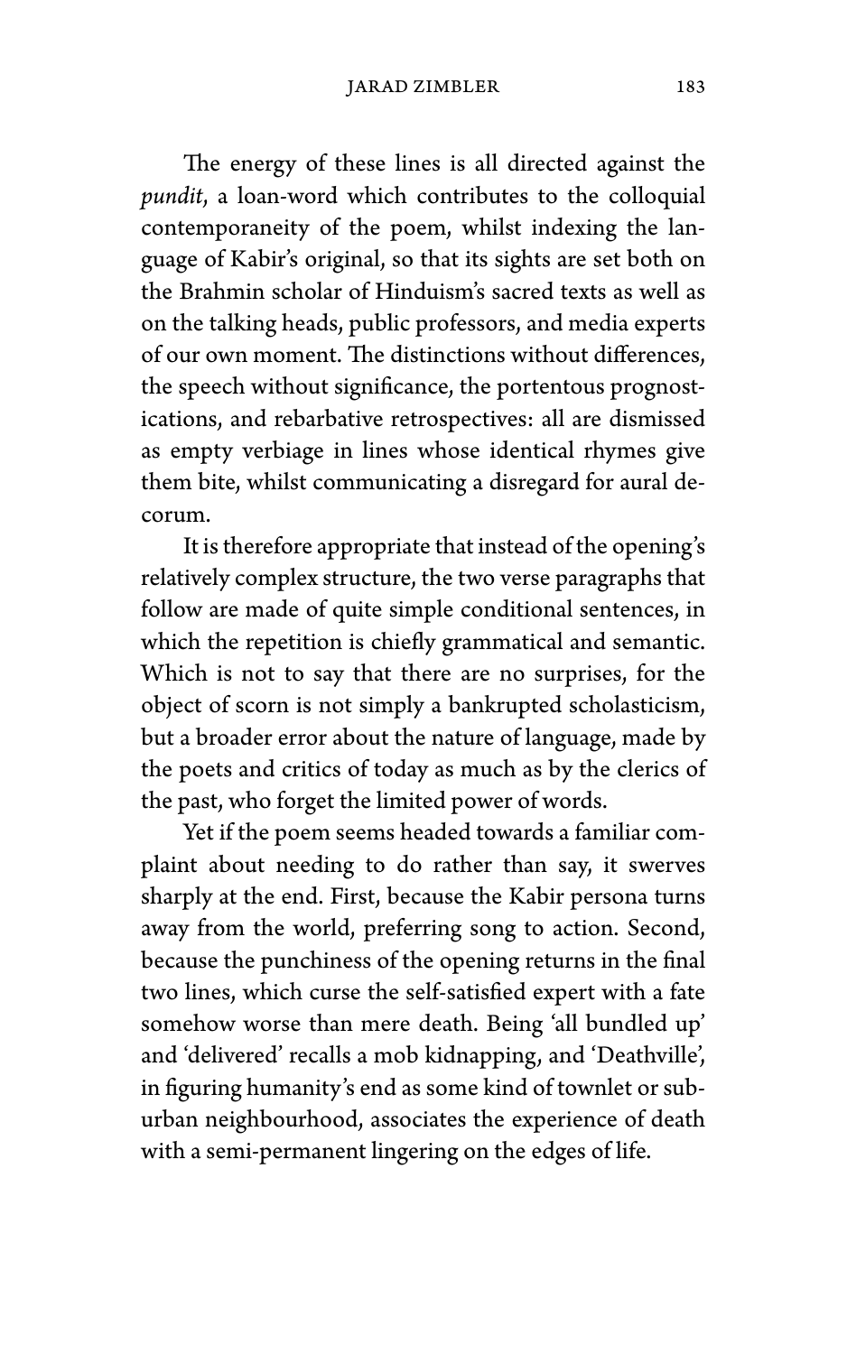The energy of these lines is all directed against the *pundit*, a loan-word which contributes to the colloquial contemporaneity of the poem, whilst indexing the language of Kabir's original, so that its sights are set both on the Brahmin scholar of Hinduism's sacred texts as well as on the talking heads, public professors, and media experts of our own moment. The distinctions without differences, the speech without significance, the portentous prognostications, and rebarbative retrospectives: all are dismissed as empty verbiage in lines whose identical rhymes give them bite, whilst communicating a disregard for aural decorum.

It is therefore appropriate that instead of the opening's relatively complex structure, the two verse paragraphs that follow are made of quite simple conditional sentences, in which the repetition is chiefly grammatical and semantic. Which is not to say that there are no surprises, for the object of scorn is not simply a bankrupted scholasticism, but a broader error about the nature of language, made by the poets and critics of today as much as by the clerics of the past, who forget the limited power of words.

Yet if the poem seems headed towards a familiar complaint about needing to do rather than say, it swerves sharply at the end. First, because the Kabir persona turns away from the world, preferring song to action. Second, because the punchiness of the opening returns in the final two lines, which curse the self-satisfied expert with a fate somehow worse than mere death. Being 'all bundled up' and 'delivered' recalls a mob kidnapping, and 'Deathville', in figuring humanity's end as some kind of townlet or suburban neighbourhood, associates the experience of death with a semi-permanent lingering on the edges of life.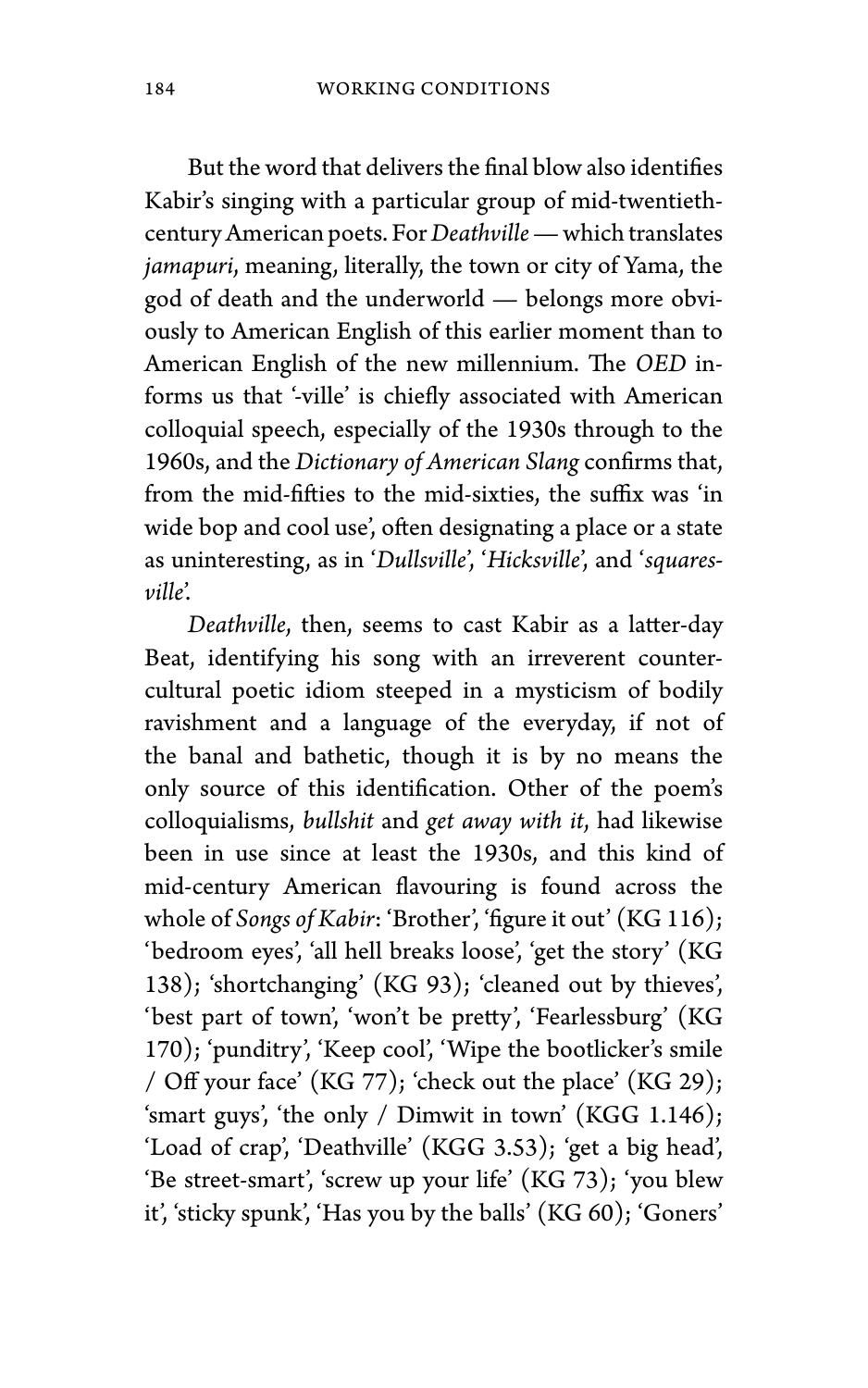But the word that delivers the final blow also identifies Kabir's singing with a particular group of mid-twentieth-century American poets. For *Deathville* — which translates *jamapuri*, meaning, literally, the town or city of Yama, the god of death and the underworld — belongs more obviously to American English of this earlier moment than to American English of the new millennium. The *OED* informs us that '-ville' is chiefly associated with American colloquial speech, especially of the 1930s through to the 1960s, and the *Dictionary of American Slang* confirms that, from the mid-fifties to the mid-sixties, the suffix was 'in wide bop and cool use', often designating a place or a state as uninteresting, as in '*Dullsville*', '*Hicksville*', and '*squaresville*'.

*Deathville*, then, seems to cast Kabir as a latter-day Beat, identifying his song with an irreverent countercultural poetic idiom steeped in a mysticism of bodily ravishment and a language of the everyday, if not of the banal and bathetic, though it is by no means the only source of this identification. Other of the poem's colloquialisms, *bullshit* and *get away with it*, had likewise been in use since at least the 1930s, and this kind of mid-century American flavouring is found across the whole of *Songs of Kabir*: 'Brother', 'figure it out' (KG 116); 'bedroom eyes', 'all hell breaks loose', 'get the story' (KG 138); 'shortchanging' (KG 93); 'cleaned out by thieves', 'best part of town', 'won't be pretty', 'Fearlessburg' (KG 170); 'punditry', 'Keep cool', 'Wipe the bootlicker's smile / Off your face' (KG 77); 'check out the place' (KG 29); 'smart guys', 'the only / Dimwit in town' (KGG 1.146); 'Load of crap', 'Deathville' (KGG 3.53); 'get a big head', 'Be street-smart', 'screw up your life' (KG 73); 'you blew it', 'sticky spunk', 'Has you by the balls' (KG 60); 'Goners'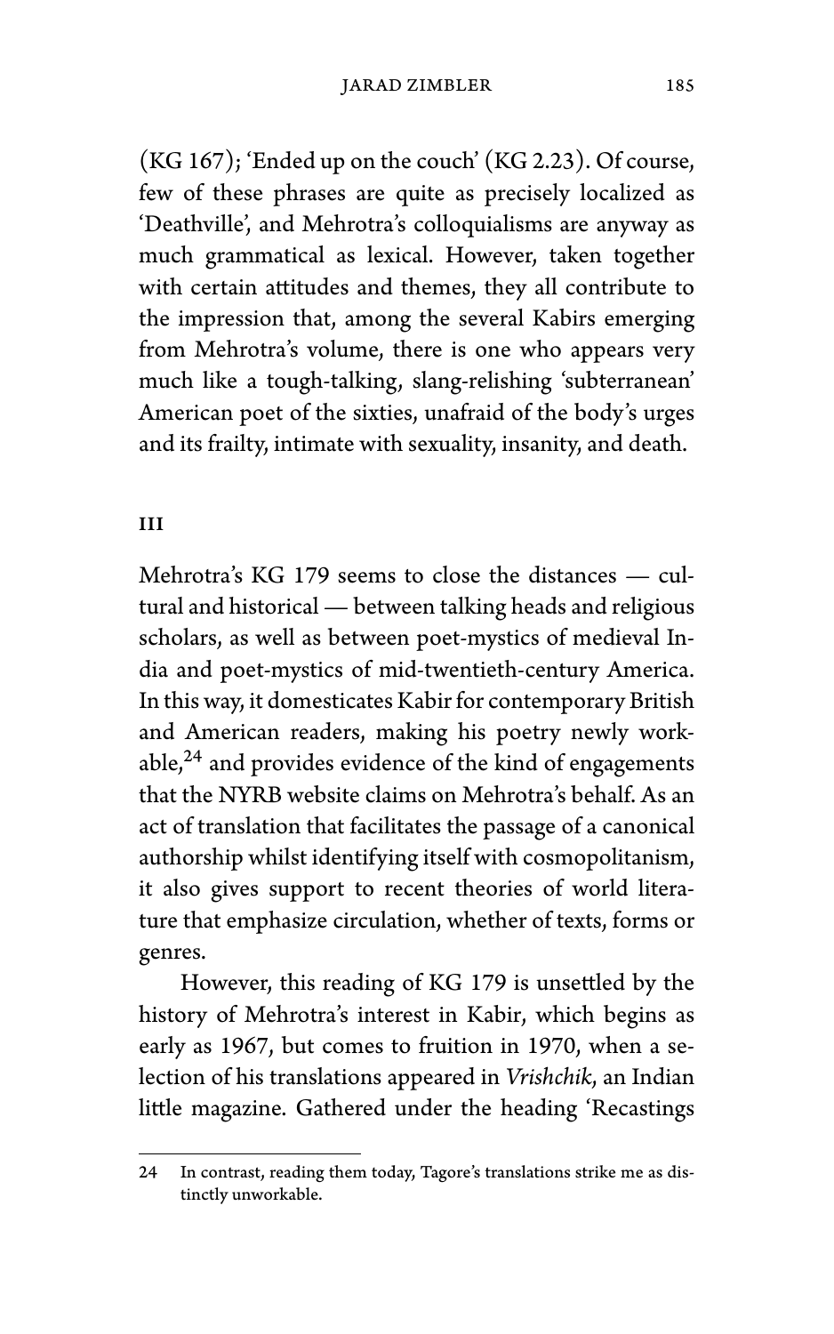(KG 167); 'Ended up on the couch' (KG 2.23). Of course, few of these phrases are quite as precisely localized as 'Deathville', and Mehrotra's colloquialisms are anyway as much grammatical as lexical. However, taken together with certain attitudes and themes, they all contribute to the impression that, among the several Kabirs emerging from Mehrotra's volume, there is one who appears very much like a tough-talking, slang-relishing 'subterranean' American poet of the sixties, unafraid of the body's urges and its frailty, intimate with sexuality, insanity, and death.

## III

Mehrotra's KG 179 seems to close the distances — cultural and historical — between talking heads and religious scholars, as well as between poet-mystics of medieval India and poet-mystics of mid-twentieth-century America. In this way, it domesticates Kabir for contemporary British and American readers, making his poetry newly workable,[24] and provides evidence of the kind of engagements that the NYRB website claims on Mehrotra's behalf. As an act of translation that facilitates the passage of a canonical authorship whilst identifying itself with cosmopolitanism, it also gives support to recent theories of world literature that emphasize circulation, whether of texts, forms or genres.

However, this reading of KG 179 is unsettled by the history of Mehrotra's interest in Kabir, which begins as early as 1967, but comes to fruition in 1970, when a selection of his translations appeared in *Vrishchik*, an Indian little magazine. Gathered under the heading 'Recastings

24 In contrast, reading them today, Tagore's translations strike me as distinctly unworkable.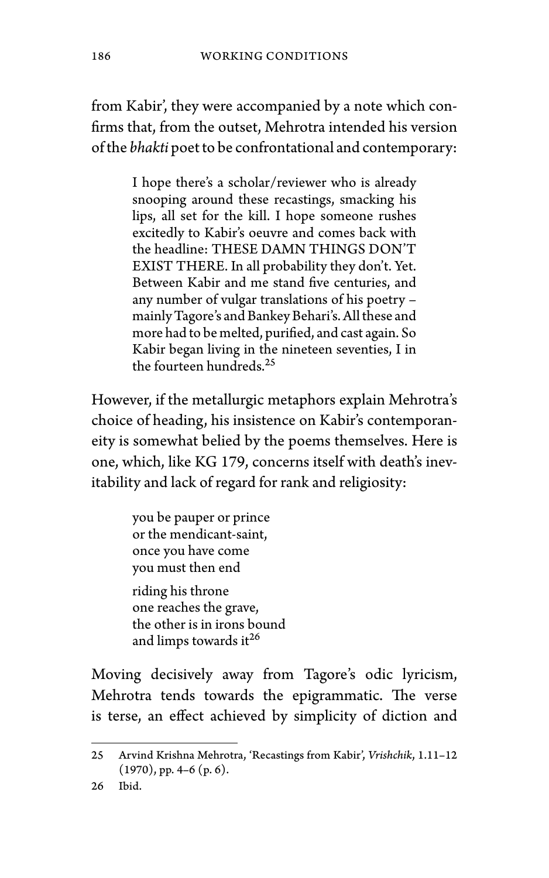from Kabir', they were accompanied by a note which confirms that, from the outset, Mehrotra intended his version of the *bhakti* poet to be confrontational and contemporary:

> I hope there's a scholar/reviewer who is already snooping around these recastings, smacking his lips, all set for the kill. I hope someone rushes excitedly to Kabir's oeuvre and comes back with the headline: THESE DAMN THINGS DON'T EXIST THERE. In all probability they don't. Yet. Between Kabir and me stand five centuries, and any number of vulgar translations of his poetry – mainly Tagore's and Bankey Behari's. All these and more had to be melted, purified, and cast again. So Kabir began living in the nineteen seventies, I in the fourteen hundreds.[25]

However, if the metallurgic metaphors explain Mehrotra's choice of heading, his insistence on Kabir's contemporaneity is somewhat belied by the poems themselves. Here is one, which, like KG 179, concerns itself with death's inevitability and lack of regard for rank and religiosity:

> you be pauper or prince
> or the mendicant-saint,
> once you have come
> you must then end
>
> riding his throne
> one reaches the grave,
> the other is in irons bound
> and limps towards it[26]

Moving decisively away from Tagore's odic lyricism, Mehrotra tends towards the epigrammatic. The verse is terse, an effect achieved by simplicity of diction and

---

25 Arvind Krishna Mehrotra, 'Recastings from Kabir', *Vrishchik*, 1.11–12 (1970), pp. 4–6 (p. 6).

26 Ibid.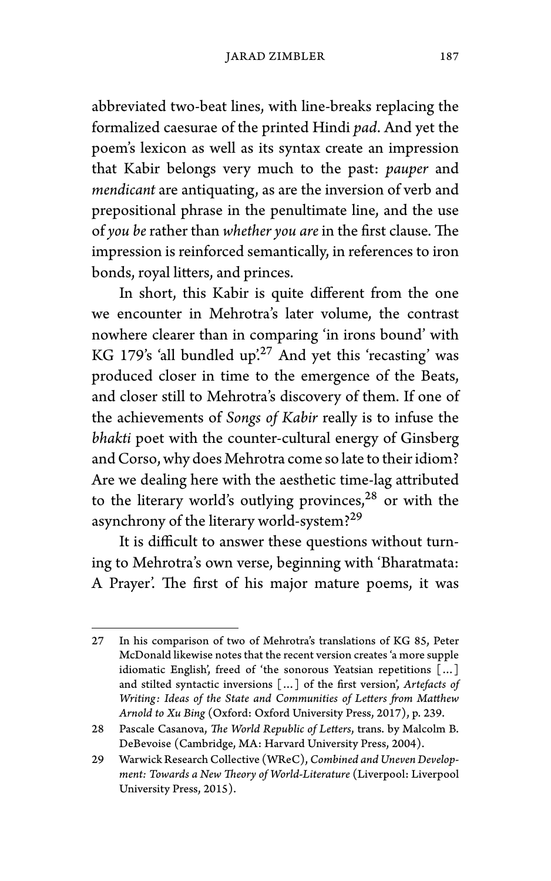abbreviated two-beat lines, with line-breaks replacing the formalized caesurae of the printed Hindi *pad*. And yet the poem's lexicon as well as its syntax create an impression that Kabir belongs very much to the past: *pauper* and *mendicant* are antiquating, as are the inversion of verb and prepositional phrase in the penultimate line, and the use of *you be* rather than *whether you are* in the first clause. The impression is reinforced semantically, in references to iron bonds, royal litters, and princes.

In short, this Kabir is quite different from the one we encounter in Mehrotra's later volume, the contrast nowhere clearer than in comparing 'in irons bound' with KG 179's 'all bundled up'.[27] And yet this 'recasting' was produced closer in time to the emergence of the Beats, and closer still to Mehrotra's discovery of them. If one of the achievements of *Songs of Kabir* really is to infuse the *bhakti* poet with the counter-cultural energy of Ginsberg and Corso, why does Mehrotra come so late to their idiom? Are we dealing here with the aesthetic time-lag attributed to the literary world's outlying provinces,[28] or with the asynchrony of the literary world-system?[29]

It is difficult to answer these questions without turning to Mehrotra's own verse, beginning with 'Bharatmata: A Prayer'. The first of his major mature poems, it was

---

27 In his comparison of two of Mehrotra's translations of KG 85, Peter McDonald likewise notes that the recent version creates 'a more supple idiomatic English', freed of 'the sonorous Yeatsian repetitions [...] and stilted syntactic inversions [...] of the first version', *Artefacts of Writing: Ideas of the State and Communities of Letters from Matthew Arnold to Xu Bing* (Oxford: Oxford University Press, 2017), p. 239.

28 Pascale Casanova, *The World Republic of Letters*, trans. by Malcolm B. DeBevoise (Cambridge, MA: Harvard University Press, 2004).

29 Warwick Research Collective (WReC), *Combined and Uneven Development: Towards a New Theory of World-Literature* (Liverpool: Liverpool University Press, 2015).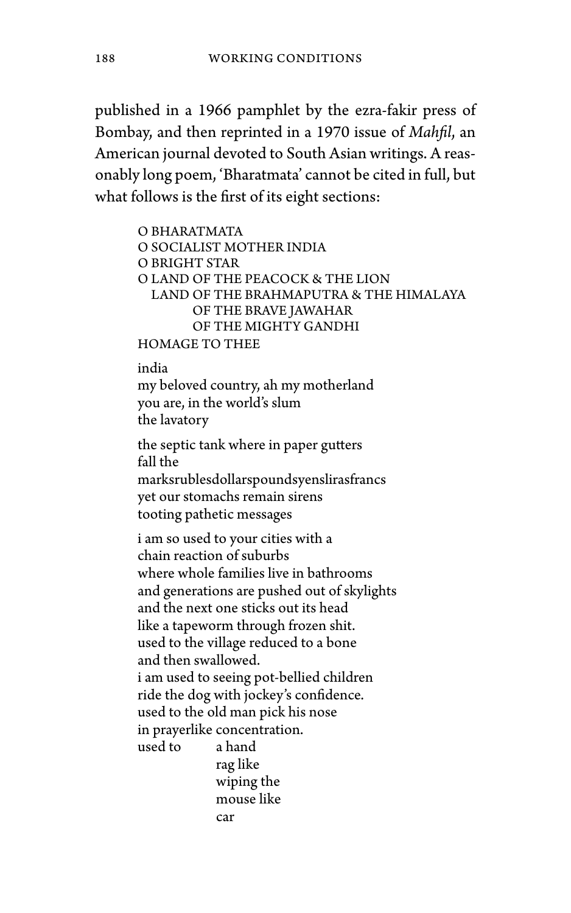published in a 1966 pamphlet by the ezra-fakir press of Bombay, and then reprinted in a 1970 issue of *Mahfil*, an American journal devoted to South Asian writings. A reasonably long poem, 'Bharatmata' cannot be cited in full, but what follows is the first of its eight sections:

> O BHARATMATA  
> O SOCIALIST MOTHER INDIA  
> O BRIGHT STAR  
> O LAND OF THE PEACOCK & THE LION  
> &nbsp;&nbsp;&nbsp;&nbsp;LAND OF THE BRAHMAPUTRA & THE HIMALAYA  
> &nbsp;&nbsp;&nbsp;&nbsp;&nbsp;&nbsp;&nbsp;&nbsp;&nbsp;&nbsp;&nbsp;&nbsp;OF THE BRAVE JAWAHAR  
> &nbsp;&nbsp;&nbsp;&nbsp;&nbsp;&nbsp;&nbsp;&nbsp;&nbsp;&nbsp;&nbsp;&nbsp;OF THE MIGHTY GANDHI  
> HOMAGE TO THEE
>
> india  
> my beloved country, ah my motherland  
> you are, in the world's slum  
> the lavatory
>
> the septic tank where in paper gutters  
> fall the  
> marksrublesdollarspoundsyenslirasfrancs  
> yet our stomachs remain sirens  
> tooting pathetic messages
>
> i am so used to your cities with a  
> chain reaction of suburbs  
> where whole families live in bathrooms  
> and generations are pushed out of skylights  
> and the next one sticks out its head  
> like a tapeworm through frozen shit.  
> used to the village reduced to a bone  
> and then swallowed.  
> i am used to seeing pot-bellied children  
> ride the dog with jockey's confidence.  
> used to the old man pick his nose  
> in prayerlike concentration.  
> used to &nbsp;&nbsp;&nbsp;&nbsp;&nbsp;&nbsp;a hand  
> &nbsp;&nbsp;&nbsp;&nbsp;&nbsp;&nbsp;&nbsp;&nbsp;&nbsp;&nbsp;&nbsp;&nbsp;&nbsp;&nbsp;&nbsp;&nbsp;&nbsp;&nbsp;&nbsp;&nbsp;&nbsp;&nbsp;rag like  
> &nbsp;&nbsp;&nbsp;&nbsp;&nbsp;&nbsp;&nbsp;&nbsp;&nbsp;&nbsp;&nbsp;&nbsp;&nbsp;&nbsp;&nbsp;&nbsp;&nbsp;&nbsp;&nbsp;&nbsp;&nbsp;&nbsp;wiping the  
> &nbsp;&nbsp;&nbsp;&nbsp;&nbsp;&nbsp;&nbsp;&nbsp;&nbsp;&nbsp;&nbsp;&nbsp;&nbsp;&nbsp;&nbsp;&nbsp;&nbsp;&nbsp;&nbsp;&nbsp;&nbsp;&nbsp;mouse like  
> &nbsp;&nbsp;&nbsp;&nbsp;&nbsp;&nbsp;&nbsp;&nbsp;&nbsp;&nbsp;&nbsp;&nbsp;&nbsp;&nbsp;&nbsp;&nbsp;&nbsp;&nbsp;&nbsp;&nbsp;&nbsp;&nbsp;car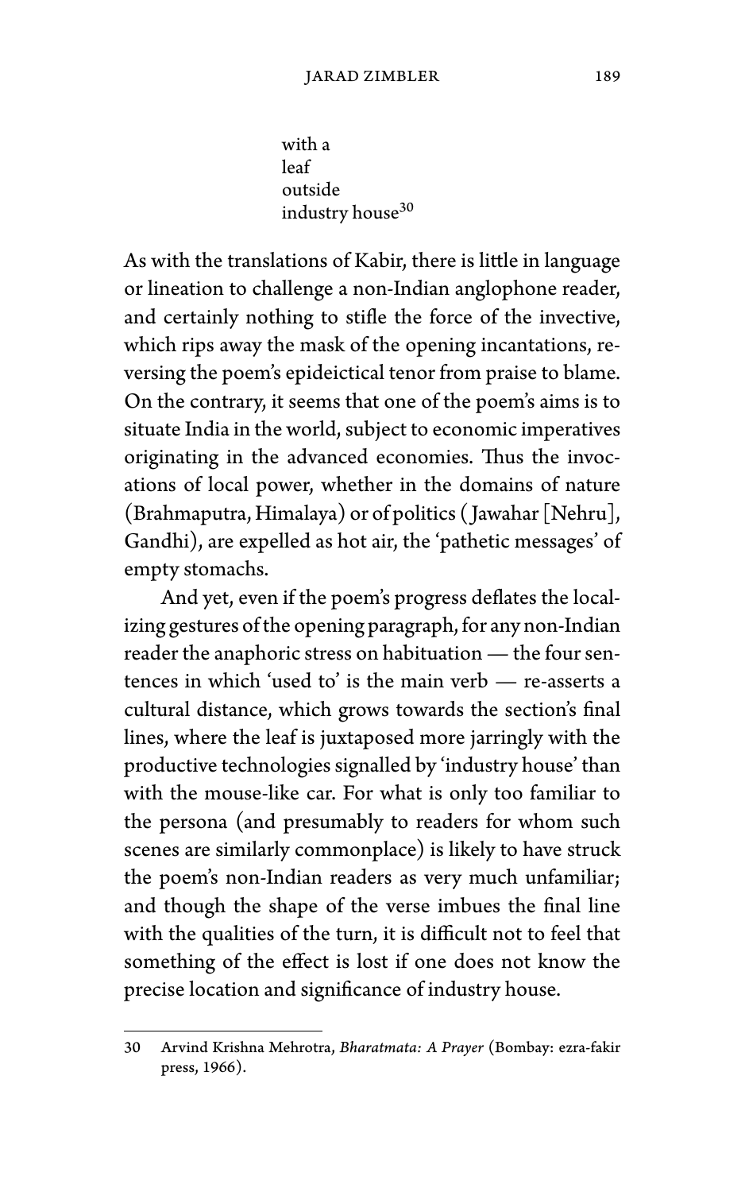with a
leaf
outside
industry house[30]

As with the translations of Kabir, there is little in language or lineation to challenge a non-Indian anglophone reader, and certainly nothing to stifle the force of the invective, which rips away the mask of the opening incantations, reversing the poem's epideictical tenor from praise to blame. On the contrary, it seems that one of the poem's aims is to situate India in the world, subject to economic imperatives originating in the advanced economies. Thus the invocations of local power, whether in the domains of nature (Brahmaputra, Himalaya) or of politics (Jawahar [Nehru], Gandhi), are expelled as hot air, the 'pathetic messages' of empty stomachs.

And yet, even if the poem's progress deflates the localizing gestures of the opening paragraph, for any non-Indian reader the anaphoric stress on habituation — the four sentences in which 'used to' is the main verb — re-asserts a cultural distance, which grows towards the section's final lines, where the leaf is juxtaposed more jarringly with the productive technologies signalled by 'industry house' than with the mouse-like car. For what is only too familiar to the persona (and presumably to readers for whom such scenes are similarly commonplace) is likely to have struck the poem's non-Indian readers as very much unfamiliar; and though the shape of the verse imbues the final line with the qualities of the turn, it is difficult not to feel that something of the effect is lost if one does not know the precise location and significance of industry house.

---

30 Arvind Krishna Mehrotra, *Bharatmata: A Prayer* (Bombay: ezra-fakir press, 1966).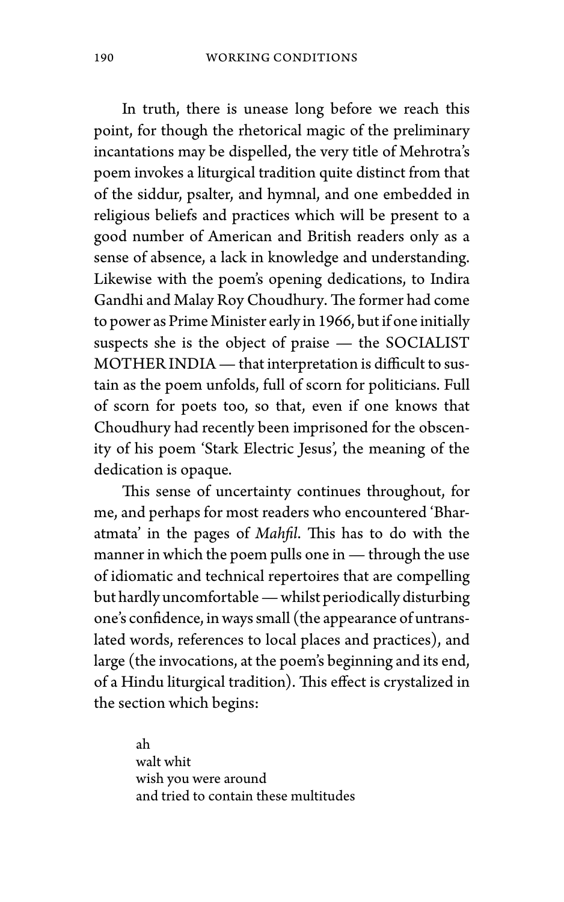In truth, there is unease long before we reach this point, for though the rhetorical magic of the preliminary incantations may be dispelled, the very title of Mehrotra's poem invokes a liturgical tradition quite distinct from that of the siddur, psalter, and hymnal, and one embedded in religious beliefs and practices which will be present to a good number of American and British readers only as a sense of absence, a lack in knowledge and understanding. Likewise with the poem's opening dedications, to Indira Gandhi and Malay Roy Choudhury. The former had come to power as Prime Minister early in 1966, but if one initially suspects she is the object of praise — the SOCIALIST MOTHER INDIA — that interpretation is difficult to sustain as the poem unfolds, full of scorn for politicians. Full of scorn for poets too, so that, even if one knows that Choudhury had recently been imprisoned for the obscenity of his poem 'Stark Electric Jesus', the meaning of the dedication is opaque.

This sense of uncertainty continues throughout, for me, and perhaps for most readers who encountered 'Bharatmata' in the pages of *Mahfil*. This has to do with the manner in which the poem pulls one in — through the use of idiomatic and technical repertoires that are compelling but hardly uncomfortable — whilst periodically disturbing one's confidence, in ways small (the appearance of untranslated words, references to local places and practices), and large (the invocations, at the poem's beginning and its end, of a Hindu liturgical tradition). This effect is crystalized in the section which begins:

> ah
> walt whit
> wish you were around
> and tried to contain these multitudes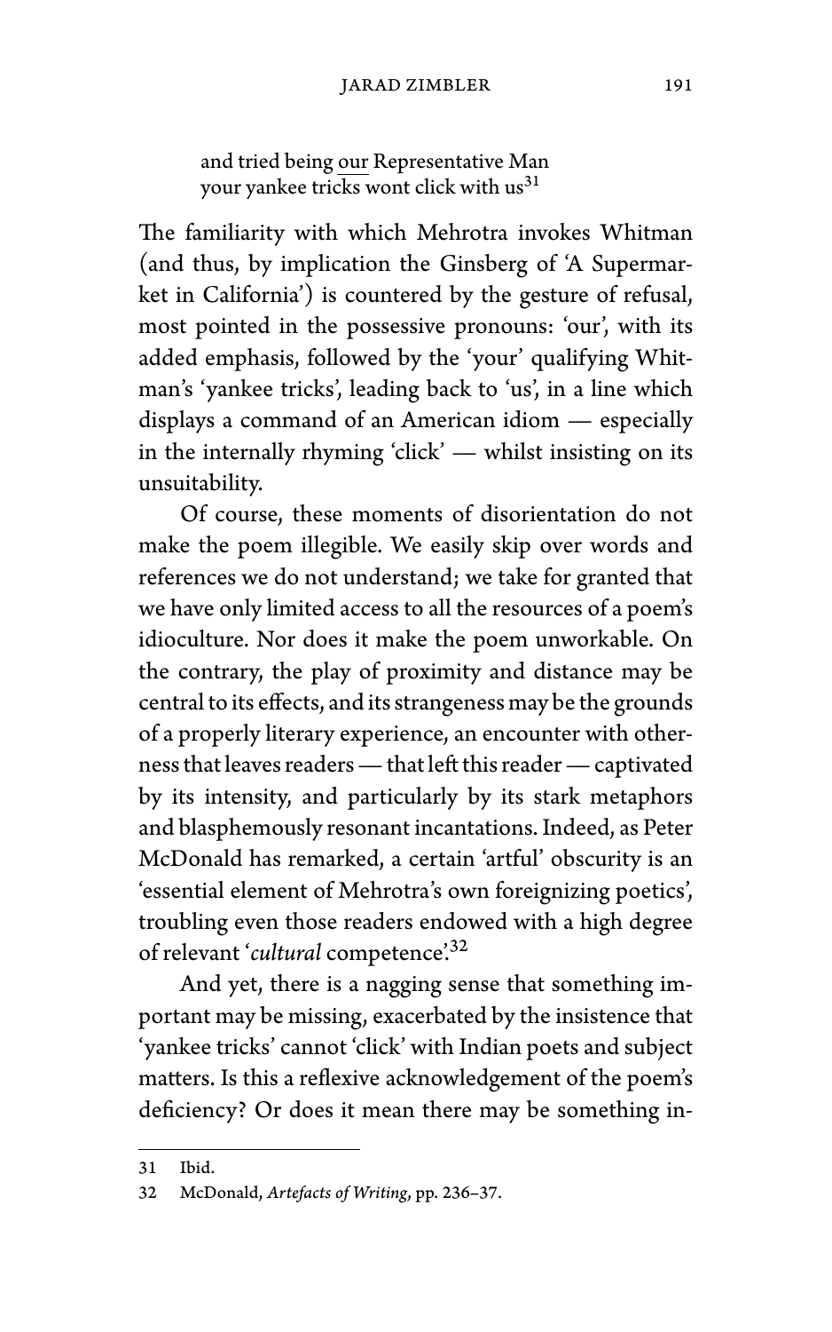and tried being <u>our</u> Representative Man  
your yankee tricks wont click with us[31]

The familiarity with which Mehrotra invokes Whitman (and thus, by implication the Ginsberg of 'A Supermarket in California') is countered by the gesture of refusal, most pointed in the possessive pronouns: 'our', with its added emphasis, followed by the 'your' qualifying Whitman's 'yankee tricks', leading back to 'us', in a line which displays a command of an American idiom — especially in the internally rhyming 'click' — whilst insisting on its unsuitability.

Of course, these moments of disorientation do not make the poem illegible. We easily skip over words and references we do not understand; we take for granted that we have only limited access to all the resources of a poem's idioculture. Nor does it make the poem unworkable. On the contrary, the play of proximity and distance may be central to its effects, and its strangeness may be the grounds of a properly literary experience, an encounter with otherness that leaves readers — that left this reader — captivated by its intensity, and particularly by its stark metaphors and blasphemously resonant incantations. Indeed, as Peter McDonald has remarked, a certain 'artful' obscurity is an 'essential element of Mehrotra's own foreignizing poetics', troubling even those readers endowed with a high degree of relevant '*cultural* competence'.[32]

And yet, there is a nagging sense that something important may be missing, exacerbated by the insistence that 'yankee tricks' cannot 'click' with Indian poets and subject matters. Is this a reflexive acknowledgement of the poem's deficiency? Or does it mean there may be something in-

31 Ibid.

32 McDonald, *Artefacts of Writing*, pp. 236–37.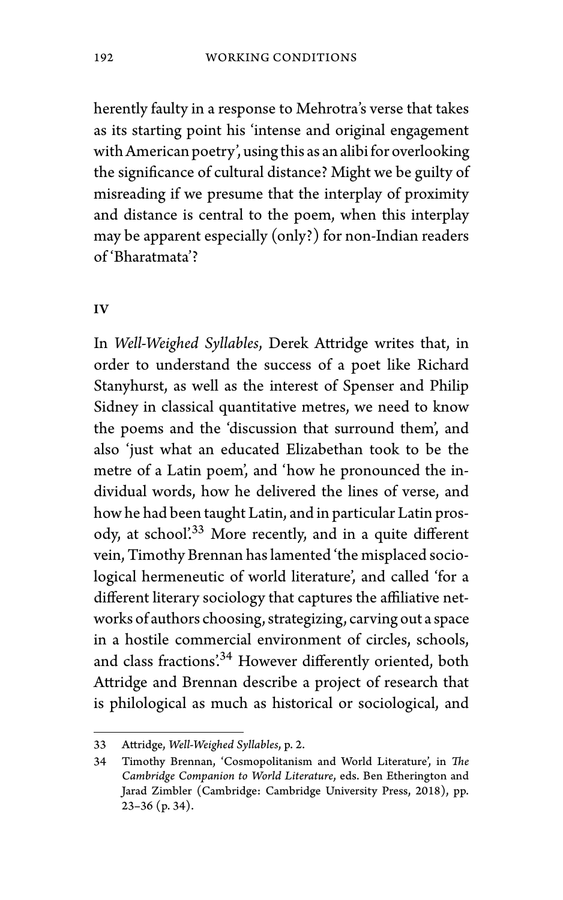herently faulty in a response to Mehrotra's verse that takes as its starting point his 'intense and original engagement with American poetry', using this as an alibi for overlooking the significance of cultural distance? Might we be guilty of misreading if we presume that the interplay of proximity and distance is central to the poem, when this interplay may be apparent especially (only?) for non-Indian readers of 'Bharatmata'?

## IV

In *Well-Weighed Syllables*, Derek Attridge writes that, in order to understand the success of a poet like Richard Stanyhurst, as well as the interest of Spenser and Philip Sidney in classical quantitative metres, we need to know the poems and the 'discussion that surround them', and also 'just what an educated Elizabethan took to be the metre of a Latin poem', and 'how he pronounced the individual words, how he delivered the lines of verse, and how he had been taught Latin, and in particular Latin prosody, at school'.[33] More recently, and in a quite different vein, Timothy Brennan has lamented 'the misplaced sociological hermeneutic of world literature', and called 'for a different literary sociology that captures the affiliative networks of authors choosing, strategizing, carving out a space in a hostile commercial environment of circles, schools, and class fractions'.[34] However differently oriented, both Attridge and Brennan describe a project of research that is philological as much as historical or sociological, and

---

33 Attridge, *Well-Weighed Syllables*, p. 2.

34 Timothy Brennan, 'Cosmopolitanism and World Literature', in *The Cambridge Companion to World Literature*, eds. Ben Etherington and Jarad Zimbler (Cambridge: Cambridge University Press, 2018), pp. 23–36 (p. 34).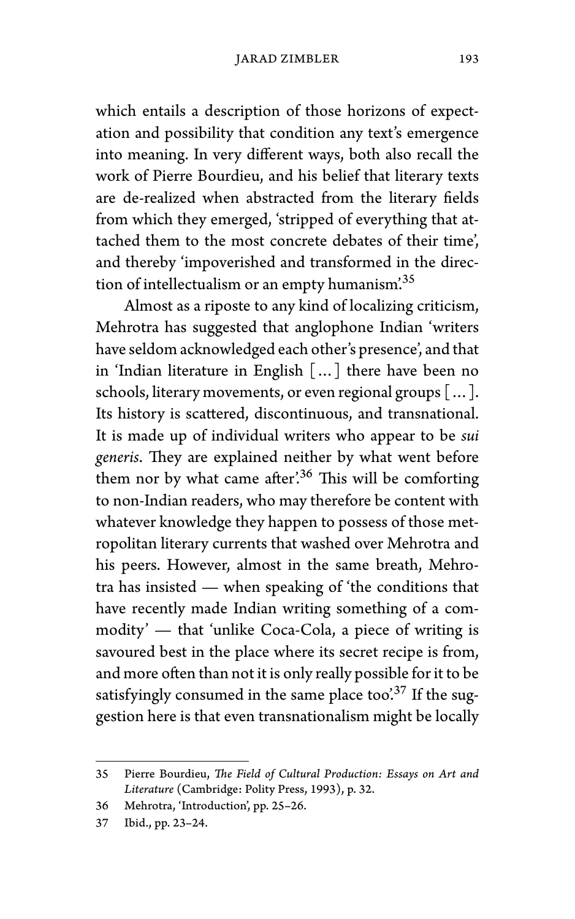which entails a description of those horizons of expectation and possibility that condition any text's emergence into meaning. In very different ways, both also recall the work of Pierre Bourdieu, and his belief that literary texts are de-realized when abstracted from the literary fields from which they emerged, 'stripped of everything that attached them to the most concrete debates of their time', and thereby 'impoverished and transformed in the direction of intellectualism or an empty humanism'.[35]

Almost as a riposte to any kind of localizing criticism, Mehrotra has suggested that anglophone Indian 'writers have seldom acknowledged each other's presence', and that in 'Indian literature in English [ … ] there have been no schools, literary movements, or even regional groups [ … ]. Its history is scattered, discontinuous, and transnational. It is made up of individual writers who appear to be *sui generis*. They are explained neither by what went before them nor by what came after'.[36] This will be comforting to non-Indian readers, who may therefore be content with whatever knowledge they happen to possess of those metropolitan literary currents that washed over Mehrotra and his peers. However, almost in the same breath, Mehrotra has insisted — when speaking of 'the conditions that have recently made Indian writing something of a commodity' — that 'unlike Coca-Cola, a piece of writing is savoured best in the place where its secret recipe is from, and more often than not it is only really possible for it to be satisfyingly consumed in the same place too'.[37] If the suggestion here is that even transnationalism might be locally

---

35 Pierre Bourdieu, *The Field of Cultural Production: Essays on Art and Literature* (Cambridge: Polity Press, 1993), p. 32.

36 Mehrotra, 'Introduction', pp. 25–26.

37 Ibid., pp. 23–24.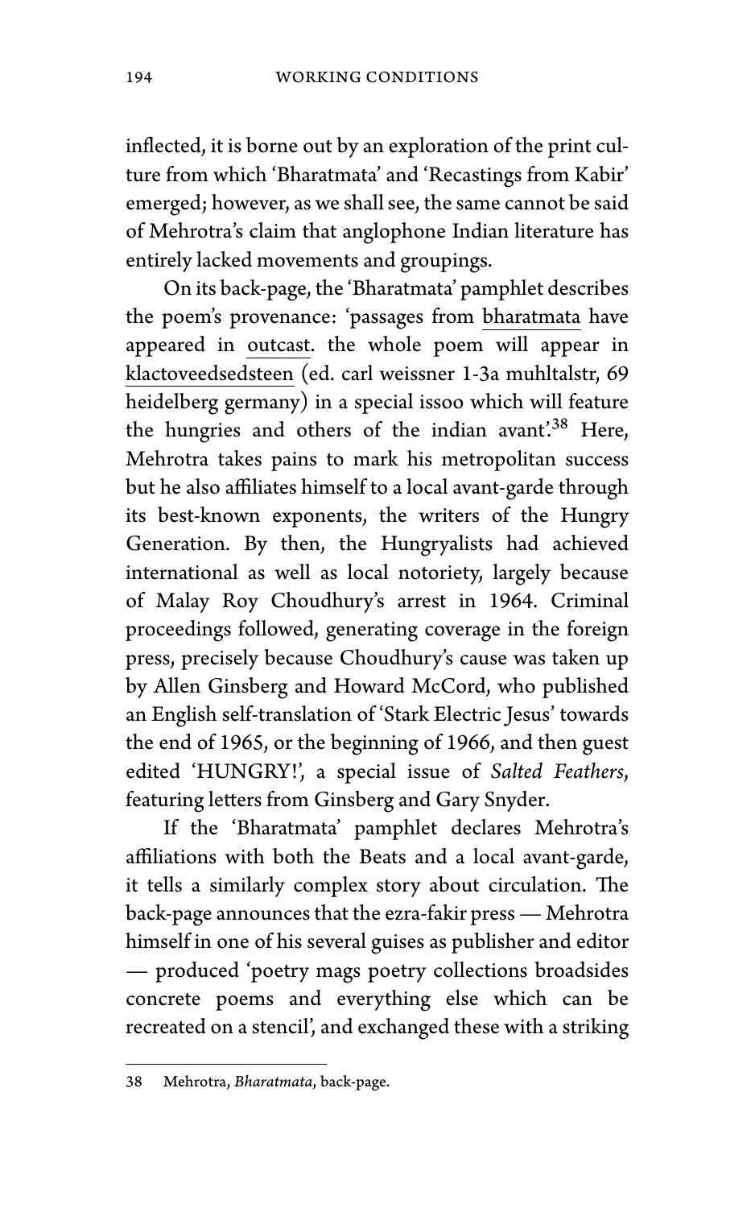inflected, it is borne out by an exploration of the print culture from which 'Bharatmata' and 'Recastings from Kabir' emerged; however, as we shall see, the same cannot be said of Mehrotra's claim that anglophone Indian literature has entirely lacked movements and groupings.

On its back-page, the 'Bharatmata' pamphlet describes the poem's provenance: 'passages from <u>bharatmata</u> have appeared in <u>outcast</u>. the whole poem will appear in <u>klactoveedsedsteen</u> (ed. carl weissner 1-3a muhltalstr, 69 heidelberg germany) in a special issoo which will feature the hungries and others of the indian avant'.[38] Here, Mehrotra takes pains to mark his metropolitan success but he also affiliates himself to a local avant-garde through its best-known exponents, the writers of the Hungry Generation. By then, the Hungryalists had achieved international as well as local notoriety, largely because of Malay Roy Choudhury's arrest in 1964. Criminal proceedings followed, generating coverage in the foreign press, precisely because Choudhury's cause was taken up by Allen Ginsberg and Howard McCord, who published an English self-translation of 'Stark Electric Jesus' towards the end of 1965, or the beginning of 1966, and then guest edited 'HUNGRY!', a special issue of *Salted Feathers*, featuring letters from Ginsberg and Gary Snyder.

If the 'Bharatmata' pamphlet declares Mehrotra's affiliations with both the Beats and a local avant-garde, it tells a similarly complex story about circulation. The back-page announces that the ezra-fakir press — Mehrotra himself in one of his several guises as publisher and editor — produced 'poetry mags poetry collections broadsides concrete poems and everything else which can be recreated on a stencil', and exchanged these with a striking

---

38 Mehrotra, *Bharatmata*, back-page.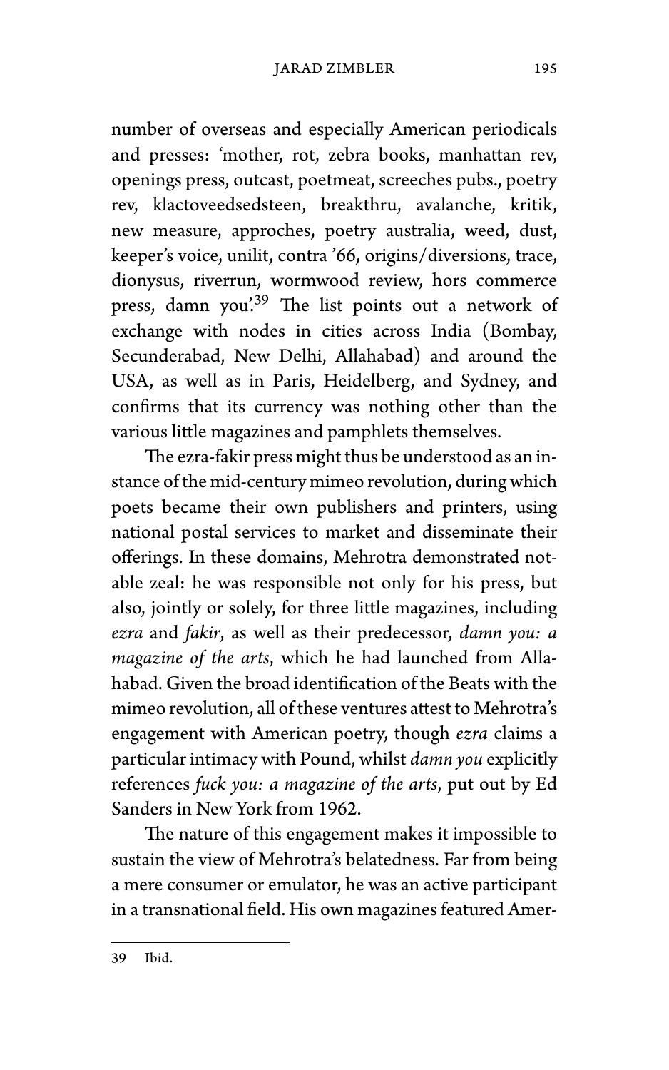number of overseas and especially American periodicals and presses: 'mother, rot, zebra books, manhattan rev, openings press, outcast, poetmeat, screeches pubs., poetry rev, klactoveedsedsteen, breakthru, avalanche, kritik, new measure, approches, poetry australia, weed, dust, keeper's voice, unilit, contra '66, origins/diversions, trace, dionysus, riverrun, wormwood review, hors commerce press, damn you'.[39] The list points out a network of exchange with nodes in cities across India (Bombay, Secunderabad, New Delhi, Allahabad) and around the USA, as well as in Paris, Heidelberg, and Sydney, and confirms that its currency was nothing other than the various little magazines and pamphlets themselves.

The ezra-fakir press might thus be understood as an instance of the mid-century mimeo revolution, during which poets became their own publishers and printers, using national postal services to market and disseminate their offerings. In these domains, Mehrotra demonstrated notable zeal: he was responsible not only for his press, but also, jointly or solely, for three little magazines, including *ezra* and *fakir*, as well as their predecessor, *damn you: a magazine of the arts*, which he had launched from Allahabad. Given the broad identification of the Beats with the mimeo revolution, all of these ventures attest to Mehrotra's engagement with American poetry, though *ezra* claims a particular intimacy with Pound, whilst *damn you* explicitly references *fuck you: a magazine of the arts*, put out by Ed Sanders in New York from 1962.

The nature of this engagement makes it impossible to sustain the view of Mehrotra's belatedness. Far from being a mere consumer or emulator, he was an active participant in a transnational field. His own magazines featured Amer-

---

39 Ibid.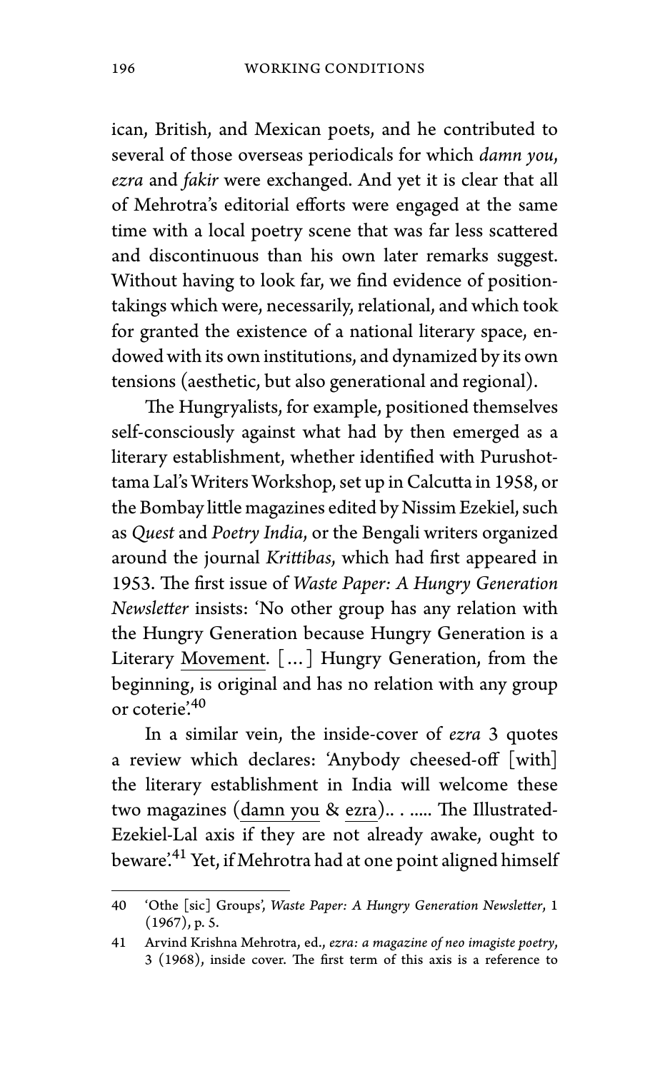ican, British, and Mexican poets, and he contributed to several of those overseas periodicals for which *damn you*, *ezra* and *fakir* were exchanged. And yet it is clear that all of Mehrotra's editorial efforts were engaged at the same time with a local poetry scene that was far less scattered and discontinuous than his own later remarks suggest. Without having to look far, we find evidence of position-takings which were, necessarily, relational, and which took for granted the existence of a national literary space, endowed with its own institutions, and dynamized by its own tensions (aesthetic, but also generational and regional).

The Hungryalists, for example, positioned themselves self-consciously against what had by then emerged as a literary establishment, whether identified with Purushottama Lal's Writers Workshop, set up in Calcutta in 1958, or the Bombay little magazines edited by Nissim Ezekiel, such as *Quest* and *Poetry India*, or the Bengali writers organized around the journal *Krittibas*, which had first appeared in 1953. The first issue of *Waste Paper: A Hungry Generation Newsletter* insists: 'No other group has any relation with the Hungry Generation because Hungry Generation is a Literary <u>Movement</u>. [...] Hungry Generation, from the beginning, is original and has no relation with any group or coterie'.[40]

In a similar vein, the inside-cover of *ezra* 3 quotes a review which declares: 'Anybody cheesed-off [with] the literary establishment in India will welcome these two magazines (<u>damn you</u> & <u>ezra</u>).. . ..... The Illustrated-Ezekiel-Lal axis if they are not already awake, ought to beware'.[41] Yet, if Mehrotra had at one point aligned himself

40 'Othe [sic] Groups', *Waste Paper: A Hungry Generation Newsletter*, 1 (1967), p. 5.

41 Arvind Krishna Mehrotra, ed., *ezra: a magazine of neo imagiste poetry*, 3 (1968), inside cover. The first term of this axis is a reference to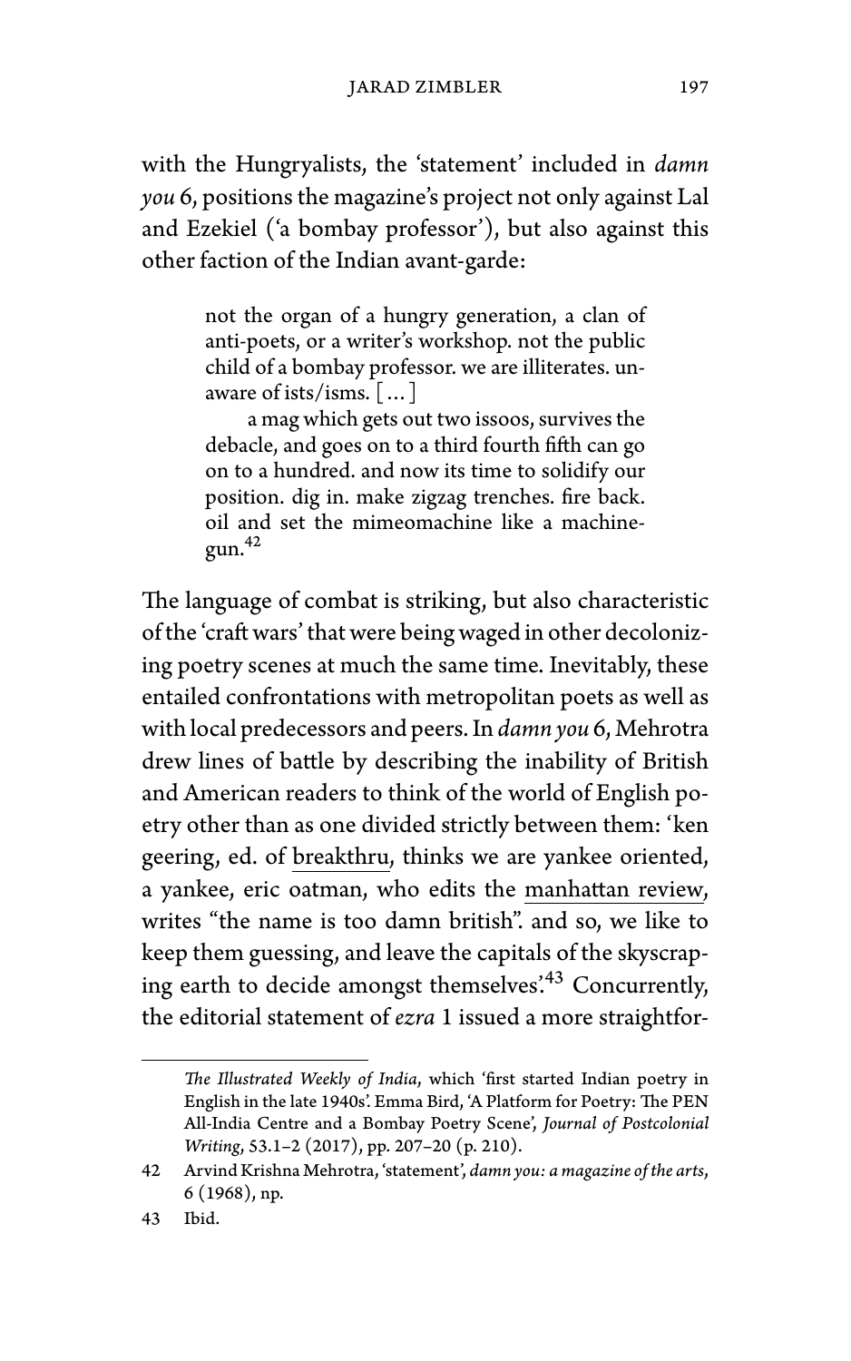with the Hungryalists, the 'statement' included in *damn you* 6, positions the magazine's project not only against Lal and Ezekiel ('a bombay professor'), but also against this other faction of the Indian avant-garde:

> not the organ of a hungry generation, a clan of anti-poets, or a writer's workshop. not the public child of a bombay professor. we are illiterates. unaware of ists/isms. [...]
>
> a mag which gets out two issoos, survives the debacle, and goes on to a third fourth fifth can go on to a hundred. and now its time to solidify our position. dig in. make zigzag trenches. fire back. oil and set the mimeomachine like a machinegun.[42]

The language of combat is striking, but also characteristic of the 'craft wars' that were being waged in other decolonizing poetry scenes at much the same time. Inevitably, these entailed confrontations with metropolitan poets as well as with local predecessors and peers. In *damn you* 6, Mehrotra drew lines of battle by describing the inability of British and American readers to think of the world of English poetry other than as one divided strictly between them: 'ken geering, ed. of <u>breakthru</u>, thinks we are yankee oriented, a yankee, eric oatman, who edits the <u>manhattan review</u>, writes "the name is too damn british". and so, we like to keep them guessing, and leave the capitals of the skyscraping earth to decide amongst themselves'.[43] Concurrently, the editorial statement of *ezra* 1 issued a more straightfor-

---

*The Illustrated Weekly of India*, which 'first started Indian poetry in English in the late 1940s'. Emma Bird, 'A Platform for Poetry: The PEN All-India Centre and a Bombay Poetry Scene', *Journal of Postcolonial Writing*, 53.1–2 (2017), pp. 207–20 (p. 210).

42 Arvind Krishna Mehrotra, 'statement', *damn you: a magazine of the arts*, 6 (1968), np.

43 Ibid.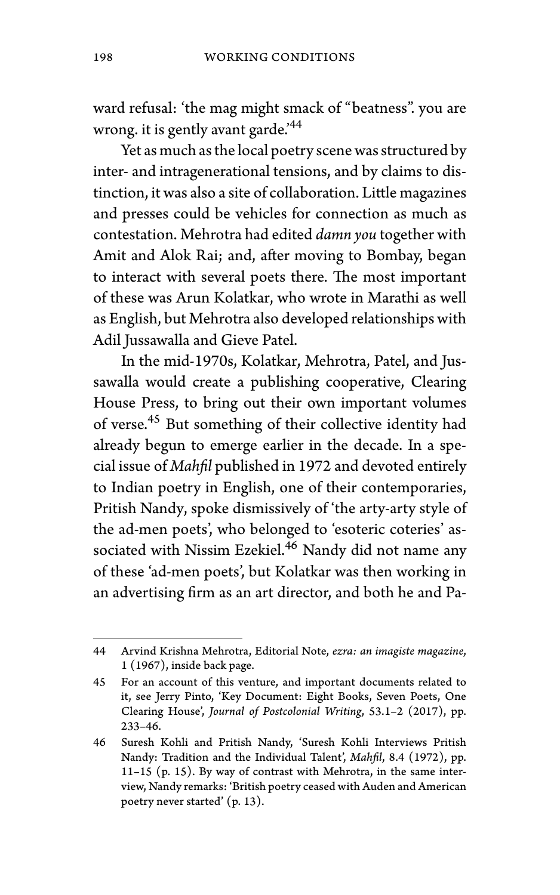ward refusal: 'the mag might smack of "beatness". you are wrong. it is gently avant garde.'[44]

Yet as much as the local poetry scene was structured by inter- and intragenerational tensions, and by claims to distinction, it was also a site of collaboration. Little magazines and presses could be vehicles for connection as much as contestation. Mehrotra had edited *damn you* together with Amit and Alok Rai; and, after moving to Bombay, began to interact with several poets there. The most important of these was Arun Kolatkar, who wrote in Marathi as well as English, but Mehrotra also developed relationships with Adil Jussawalla and Gieve Patel.

In the mid-1970s, Kolatkar, Mehrotra, Patel, and Jussawalla would create a publishing cooperative, Clearing House Press, to bring out their own important volumes of verse.[45] But something of their collective identity had already begun to emerge earlier in the decade. In a special issue of *Mahfil* published in 1972 and devoted entirely to Indian poetry in English, one of their contemporaries, Pritish Nandy, spoke dismissively of 'the arty-arty style of the ad-men poets', who belonged to 'esoteric coteries' associated with Nissim Ezekiel.[46] Nandy did not name any of these 'ad-men poets', but Kolatkar was then working in an advertising firm as an art director, and both he and Pa-

---

44 Arvind Krishna Mehrotra, Editorial Note, *ezra: an imagiste magazine*, 1 (1967), inside back page.

45 For an account of this venture, and important documents related to it, see Jerry Pinto, 'Key Document: Eight Books, Seven Poets, One Clearing House', *Journal of Postcolonial Writing*, 53.1–2 (2017), pp. 233–46.

46 Suresh Kohli and Pritish Nandy, 'Suresh Kohli Interviews Pritish Nandy: Tradition and the Individual Talent', *Mahfil*, 8.4 (1972), pp. 11–15 (p. 15). By way of contrast with Mehrotra, in the same interview, Nandy remarks: 'British poetry ceased with Auden and American poetry never started' (p. 13).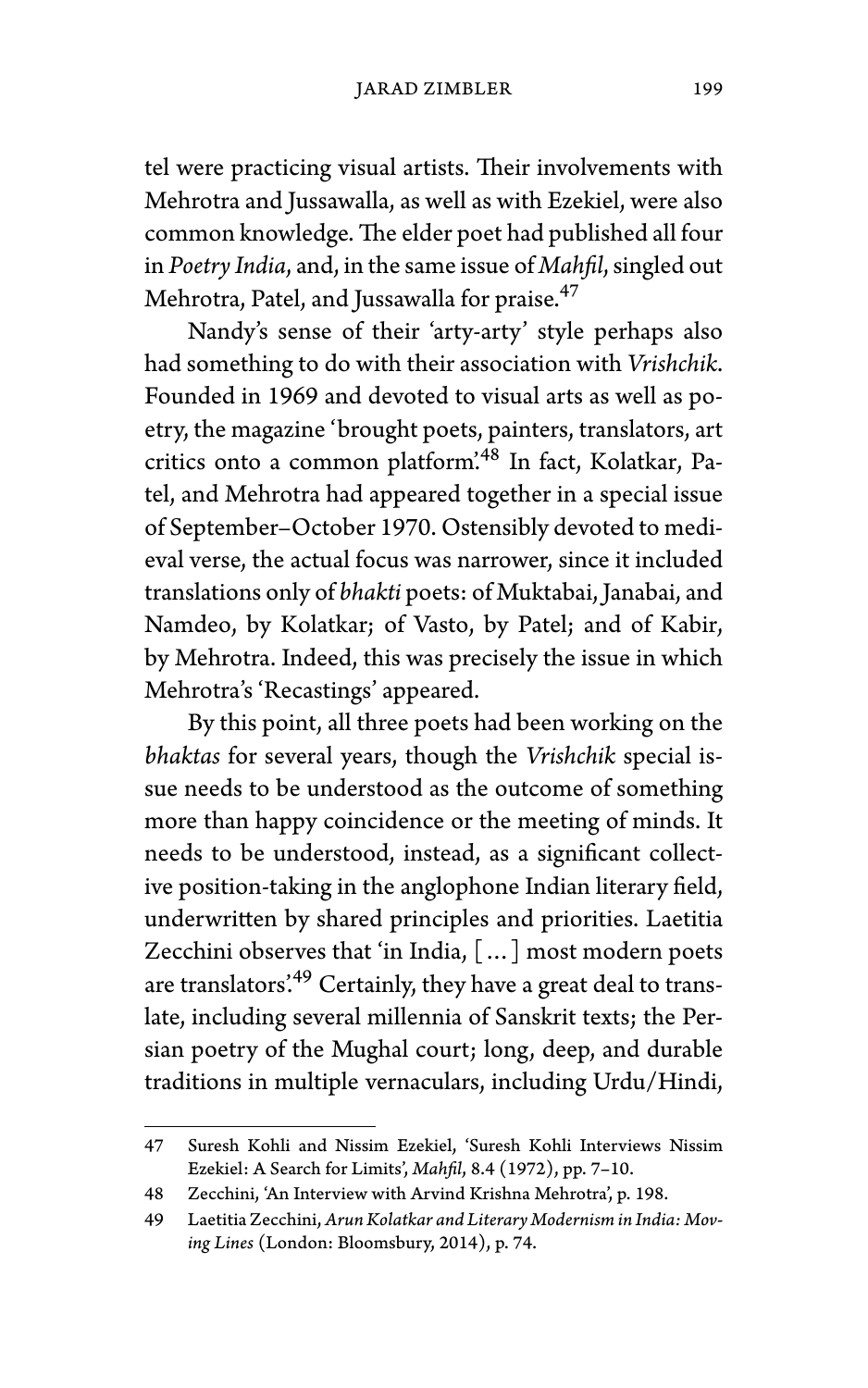tel were practicing visual artists. Their involvements with Mehrotra and Jussawalla, as well as with Ezekiel, were also common knowledge. The elder poet had published all four in *Poetry India*, and, in the same issue of *Mahfil*, singled out Mehrotra, Patel, and Jussawalla for praise.[47]

Nandy's sense of their 'arty-arty' style perhaps also had something to do with their association with *Vrishchik*. Founded in 1969 and devoted to visual arts as well as poetry, the magazine 'brought poets, painters, translators, art critics onto a common platform'.[48] In fact, Kolatkar, Patel, and Mehrotra had appeared together in a special issue of September–October 1970. Ostensibly devoted to medieval verse, the actual focus was narrower, since it included translations only of *bhakti* poets: of Muktabai, Janabai, and Namdeo, by Kolatkar; of Vasto, by Patel; and of Kabir, by Mehrotra. Indeed, this was precisely the issue in which Mehrotra's 'Recastings' appeared.

By this point, all three poets had been working on the *bhaktas* for several years, though the *Vrishchik* special issue needs to be understood as the outcome of something more than happy coincidence or the meeting of minds. It needs to be understood, instead, as a significant collective position-taking in the anglophone Indian literary field, underwritten by shared principles and priorities. Laetitia Zecchini observes that 'in India, [...] most modern poets are translators'.[49] Certainly, they have a great deal to translate, including several millennia of Sanskrit texts; the Persian poetry of the Mughal court; long, deep, and durable traditions in multiple vernaculars, including Urdu/Hindi,

47 Suresh Kohli and Nissim Ezekiel, 'Suresh Kohli Interviews Nissim Ezekiel: A Search for Limits', *Mahfil*, 8.4 (1972), pp. 7–10.

48 Zecchini, 'An Interview with Arvind Krishna Mehrotra', p. 198.

49 Laetitia Zecchini, *Arun Kolatkar and Literary Modernism in India: Moving Lines* (London: Bloomsbury, 2014), p. 74.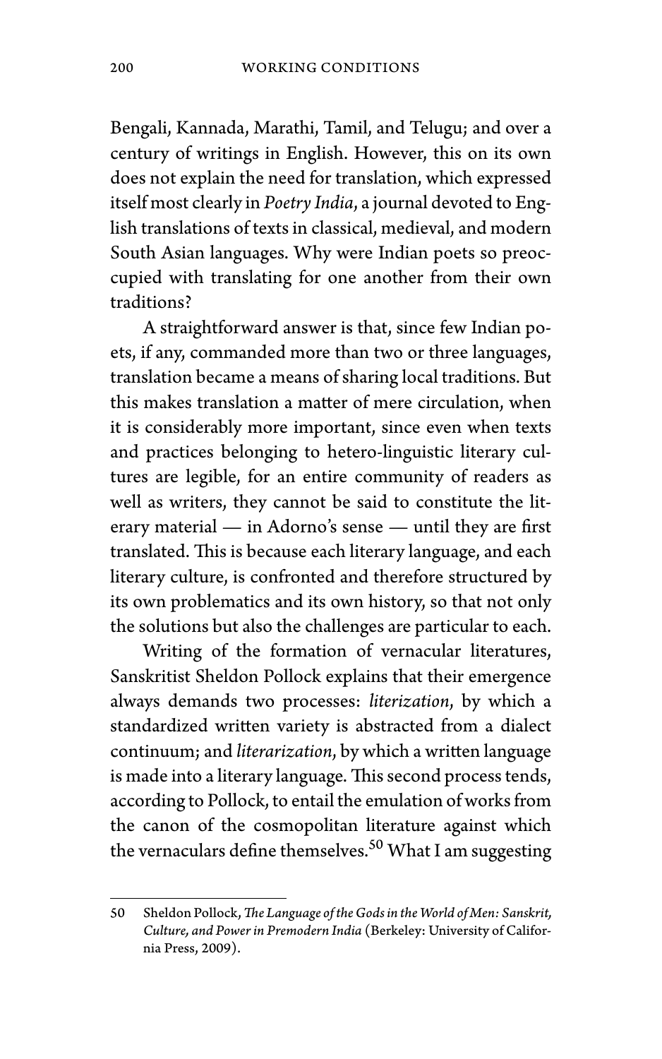Bengali, Kannada, Marathi, Tamil, and Telugu; and over a century of writings in English. However, this on its own does not explain the need for translation, which expressed itself most clearly in *Poetry India*, a journal devoted to English translations of texts in classical, medieval, and modern South Asian languages. Why were Indian poets so preoccupied with translating for one another from their own traditions?

A straightforward answer is that, since few Indian poets, if any, commanded more than two or three languages, translation became a means of sharing local traditions. But this makes translation a matter of mere circulation, when it is considerably more important, since even when texts and practices belonging to hetero-linguistic literary cultures are legible, for an entire community of readers as well as writers, they cannot be said to constitute the literary material — in Adorno's sense — until they are first translated. This is because each literary language, and each literary culture, is confronted and therefore structured by its own problematics and its own history, so that not only the solutions but also the challenges are particular to each.

Writing of the formation of vernacular literatures, Sanskritist Sheldon Pollock explains that their emergence always demands two processes: *literization*, by which a standardized written variety is abstracted from a dialect continuum; and *literarization*, by which a written language is made into a literary language. This second process tends, according to Pollock, to entail the emulation of works from the canon of the cosmopolitan literature against which the vernaculars define themselves.[50] What I am suggesting

---

50 Sheldon Pollock, *The Language of the Gods in the World of Men: Sanskrit, Culture, and Power in Premodern India* (Berkeley: University of California Press, 2009).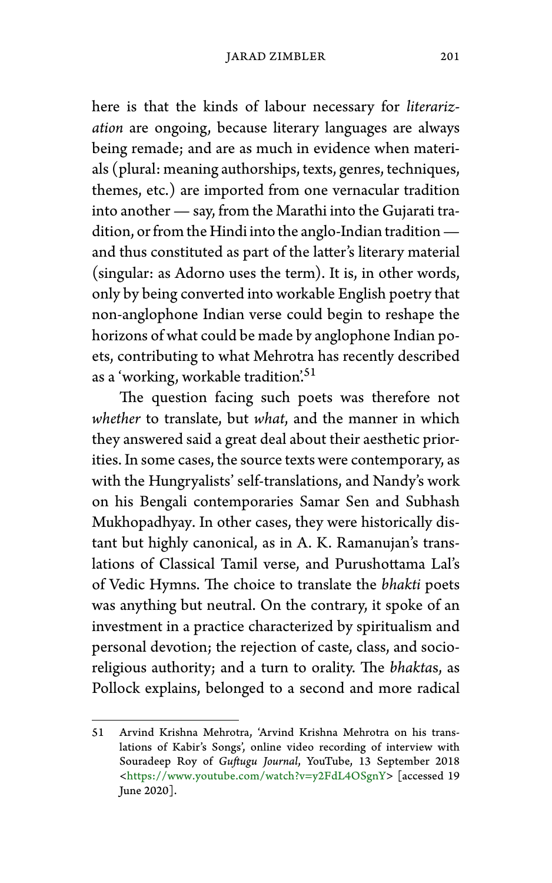here is that the kinds of labour necessary for *literarization* are ongoing, because literary languages are always being remade; and are as much in evidence when materials (plural: meaning authorships, texts, genres, techniques, themes, etc.) are imported from one vernacular tradition into another — say, from the Marathi into the Gujarati tradition, or from the Hindi into the anglo-Indian tradition — and thus constituted as part of the latter's literary material (singular: as Adorno uses the term). It is, in other words, only by being converted into workable English poetry that non-anglophone Indian verse could begin to reshape the horizons of what could be made by anglophone Indian poets, contributing to what Mehrotra has recently described as a 'working, workable tradition'.[51]

The question facing such poets was therefore not *whether* to translate, but *what*, and the manner in which they answered said a great deal about their aesthetic priorities. In some cases, the source texts were contemporary, as with the Hungryalists' self-translations, and Nandy's work on his Bengali contemporaries Samar Sen and Subhash Mukhopadhyay. In other cases, they were historically distant but highly canonical, as in A. K. Ramanujan's translations of Classical Tamil verse, and Purushottama Lal's of Vedic Hymns. The choice to translate the *bhakti* poets was anything but neutral. On the contrary, it spoke of an investment in a practice characterized by spiritualism and personal devotion; the rejection of caste, class, and socio-religious authority; and a turn to orality. The *bhakta*s, as Pollock explains, belonged to a second and more radical

---

51 Arvind Krishna Mehrotra, 'Arvind Krishna Mehrotra on his translations of Kabir's Songs', online video recording of interview with Souradeep Roy of *Guftugu Journal*, YouTube, 13 September 2018 <https://www.youtube.com/watch?v=y2FdL4OSgnY> [accessed 19 June 2020].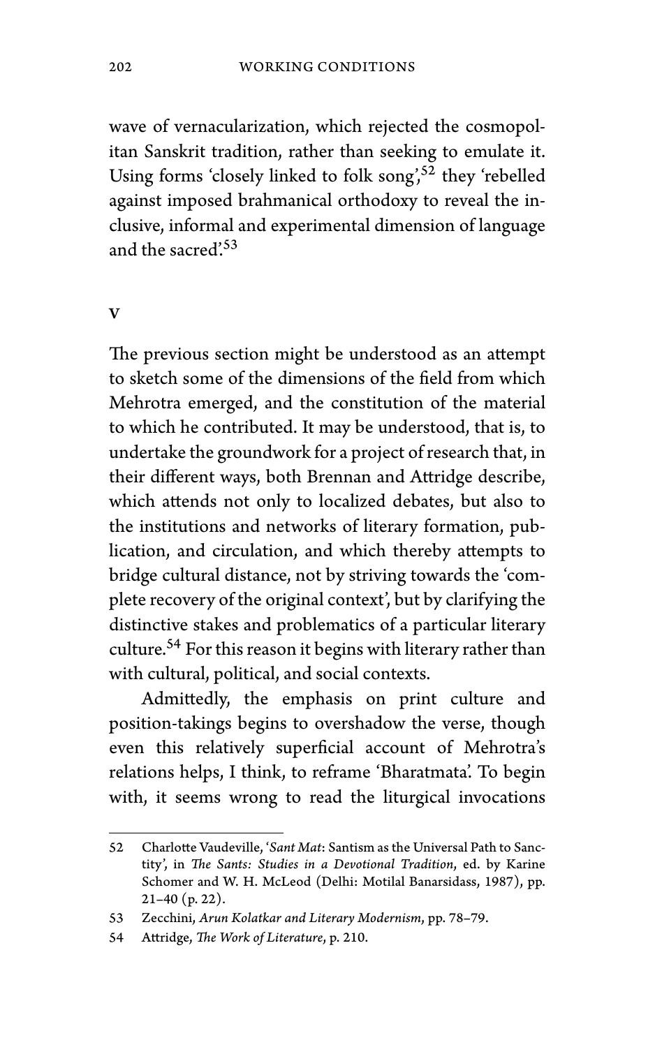wave of vernacularization, which rejected the cosmopolitan Sanskrit tradition, rather than seeking to emulate it. Using forms 'closely linked to folk song',[52] they 'rebelled against imposed brahmanical orthodoxy to reveal the inclusive, informal and experimental dimension of language and the sacred'.[53]

## V

The previous section might be understood as an attempt to sketch some of the dimensions of the field from which Mehrotra emerged, and the constitution of the material to which he contributed. It may be understood, that is, to undertake the groundwork for a project of research that, in their different ways, both Brennan and Attridge describe, which attends not only to localized debates, but also to the institutions and networks of literary formation, publication, and circulation, and which thereby attempts to bridge cultural distance, not by striving towards the 'complete recovery of the original context', but by clarifying the distinctive stakes and problematics of a particular literary culture.[54] For this reason it begins with literary rather than with cultural, political, and social contexts.

Admittedly, the emphasis on print culture and position-takings begins to overshadow the verse, though even this relatively superficial account of Mehrotra's relations helps, I think, to reframe 'Bharatmata'. To begin with, it seems wrong to read the liturgical invocations

---

52 Charlotte Vaudeville, '*Sant Mat*: Santism as the Universal Path to Sanctity', in *The Sants: Studies in a Devotional Tradition*, ed. by Karine Schomer and W. H. McLeod (Delhi: Motilal Banarsidass, 1987), pp. 21–40 (p. 22).

53 Zecchini, *Arun Kolatkar and Literary Modernism*, pp. 78–79.

54 Attridge, *The Work of Literature*, p. 210.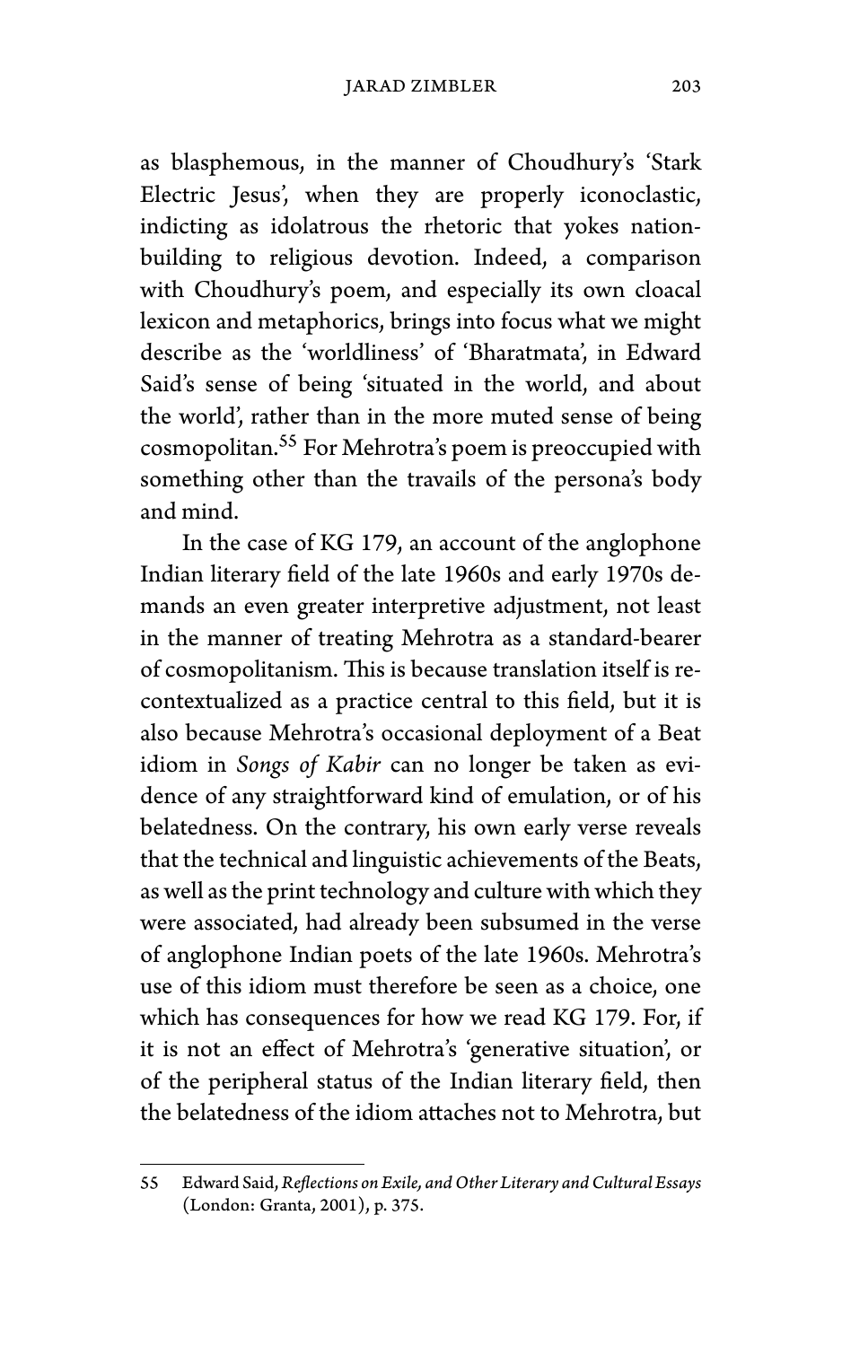as blasphemous, in the manner of Choudhury's 'Stark Electric Jesus', when they are properly iconoclastic, indicting as idolatrous the rhetoric that yokes nation-building to religious devotion. Indeed, a comparison with Choudhury's poem, and especially its own cloacal lexicon and metaphorics, brings into focus what we might describe as the 'worldliness' of 'Bharatmata', in Edward Said's sense of being 'situated in the world, and about the world', rather than in the more muted sense of being cosmopolitan.[55] For Mehrotra's poem is preoccupied with something other than the travails of the persona's body and mind.

In the case of KG 179, an account of the anglophone Indian literary field of the late 1960s and early 1970s demands an even greater interpretive adjustment, not least in the manner of treating Mehrotra as a standard-bearer of cosmopolitanism. This is because translation itself is recontextualized as a practice central to this field, but it is also because Mehrotra's occasional deployment of a Beat idiom in *Songs of Kabir* can no longer be taken as evidence of any straightforward kind of emulation, or of his belatedness. On the contrary, his own early verse reveals that the technical and linguistic achievements of the Beats, as well as the print technology and culture with which they were associated, had already been subsumed in the verse of anglophone Indian poets of the late 1960s. Mehrotra's use of this idiom must therefore be seen as a choice, one which has consequences for how we read KG 179. For, if it is not an effect of Mehrotra's 'generative situation', or of the peripheral status of the Indian literary field, then the belatedness of the idiom attaches not to Mehrotra, but

---

55 Edward Said, *Reflections on Exile, and Other Literary and Cultural Essays* (London: Granta, 2001), p. 375.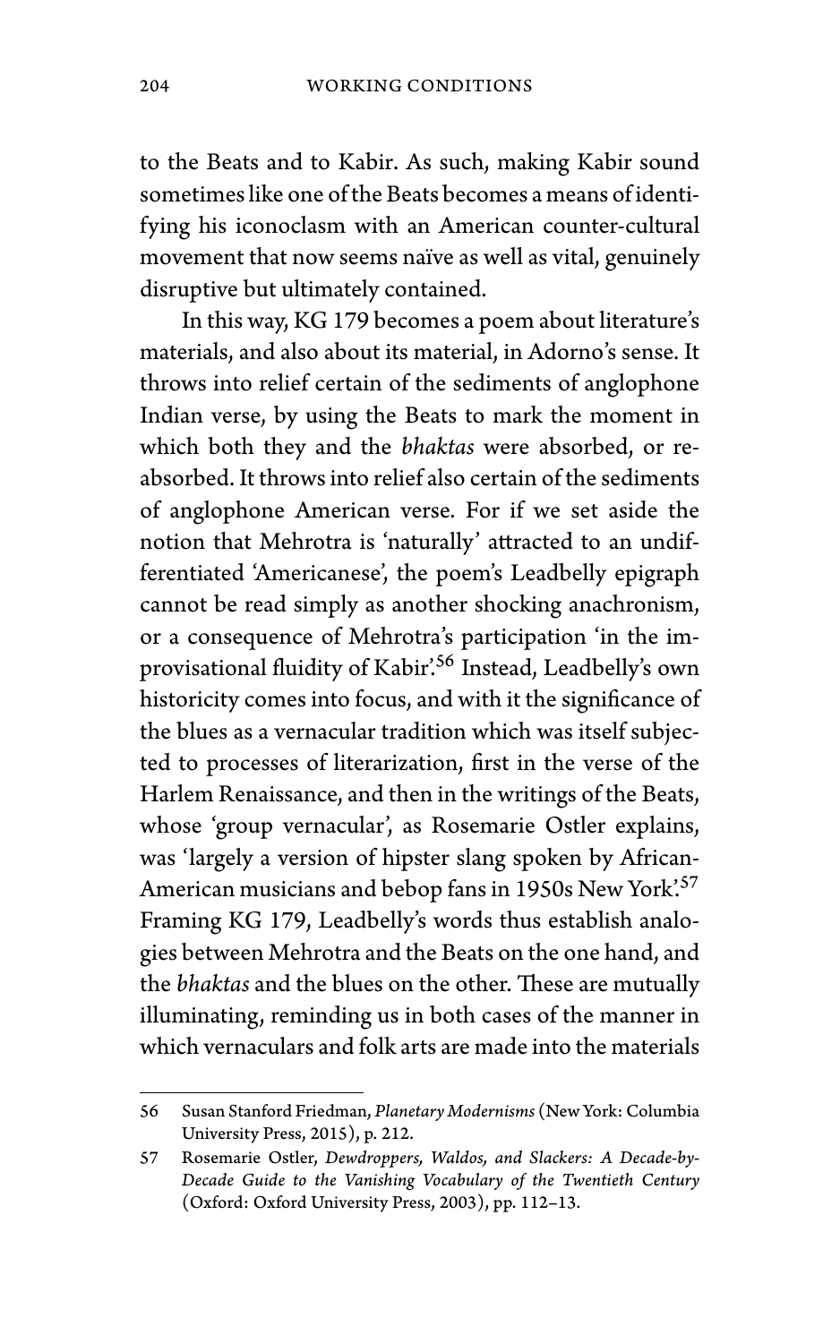to the Beats and to Kabir. As such, making Kabir sound sometimes like one of the Beats becomes a means of identifying his iconoclasm with an American counter-cultural movement that now seems naïve as well as vital, genuinely disruptive but ultimately contained.

In this way, KG 179 becomes a poem about literature's materials, and also about its material, in Adorno's sense. It throws into relief certain of the sediments of anglophone Indian verse, by using the Beats to mark the moment in which both they and the *bhaktas* were absorbed, or reabsorbed. It throws into relief also certain of the sediments of anglophone American verse. For if we set aside the notion that Mehrotra is 'naturally' attracted to an undifferentiated 'Americanese', the poem's Leadbelly epigraph cannot be read simply as another shocking anachronism, or a consequence of Mehrotra's participation 'in the improvisational fluidity of Kabir'.[56] Instead, Leadbelly's own historicity comes into focus, and with it the significance of the blues as a vernacular tradition which was itself subjected to processes of literarization, first in the verse of the Harlem Renaissance, and then in the writings of the Beats, whose 'group vernacular', as Rosemarie Ostler explains, was 'largely a version of hipster slang spoken by African-American musicians and bebop fans in 1950s New York'.[57] Framing KG 179, Leadbelly's words thus establish analogies between Mehrotra and the Beats on the one hand, and the *bhaktas* and the blues on the other. These are mutually illuminating, reminding us in both cases of the manner in which vernaculars and folk arts are made into the materials

---

56 Susan Stanford Friedman, *Planetary Modernisms* (New York: Columbia University Press, 2015), p. 212.

57 Rosemarie Ostler, *Dewdroppers, Waldos, and Slackers: A Decade-by-Decade Guide to the Vanishing Vocabulary of the Twentieth Century* (Oxford: Oxford University Press, 2003), pp. 112–13.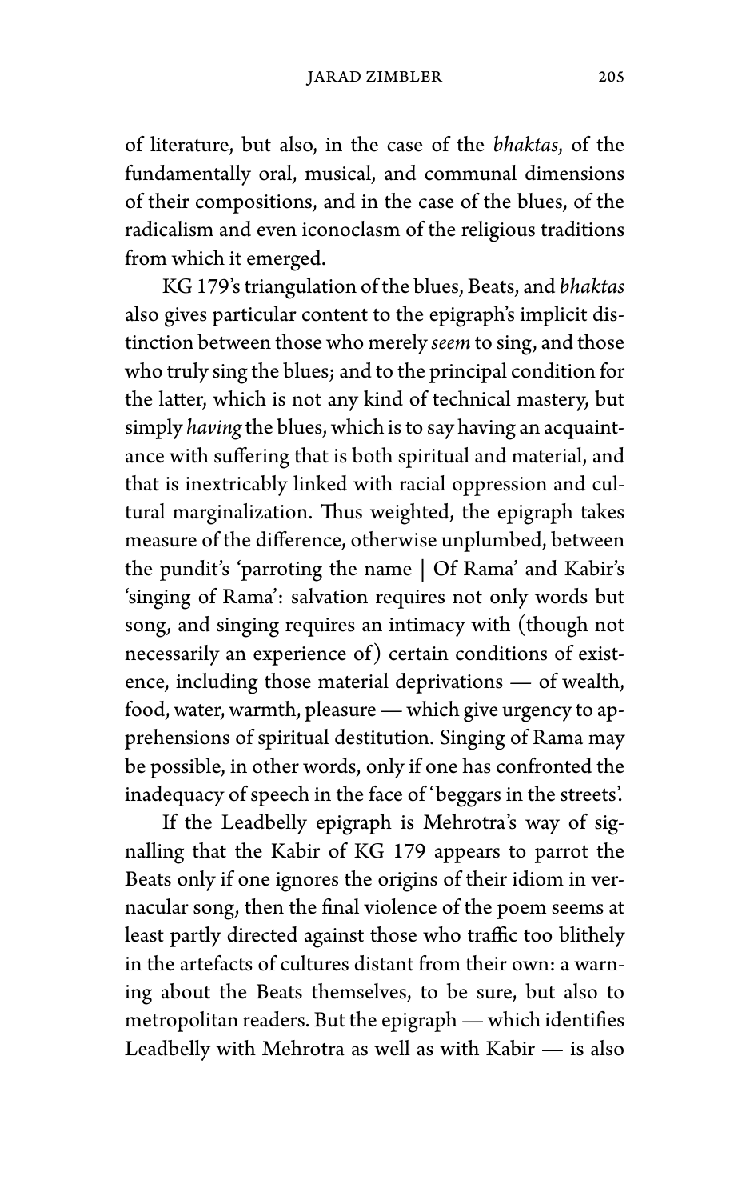of literature, but also, in the case of the *bhaktas*, of the fundamentally oral, musical, and communal dimensions of their compositions, and in the case of the blues, of the radicalism and even iconoclasm of the religious traditions from which it emerged.

KG 179's triangulation of the blues, Beats, and *bhaktas* also gives particular content to the epigraph's implicit distinction between those who merely *seem* to sing, and those who truly sing the blues; and to the principal condition for the latter, which is not any kind of technical mastery, but simply *having* the blues, which is to say having an acquaintance with suffering that is both spiritual and material, and that is inextricably linked with racial oppression and cultural marginalization. Thus weighted, the epigraph takes measure of the difference, otherwise unplumbed, between the pundit's 'parroting the name | Of Rama' and Kabir's 'singing of Rama': salvation requires not only words but song, and singing requires an intimacy with (though not necessarily an experience of) certain conditions of existence, including those material deprivations — of wealth, food, water, warmth, pleasure — which give urgency to apprehensions of spiritual destitution. Singing of Rama may be possible, in other words, only if one has confronted the inadequacy of speech in the face of 'beggars in the streets'.

If the Leadbelly epigraph is Mehrotra's way of signalling that the Kabir of KG 179 appears to parrot the Beats only if one ignores the origins of their idiom in vernacular song, then the final violence of the poem seems at least partly directed against those who traffic too blithely in the artefacts of cultures distant from their own: a warning about the Beats themselves, to be sure, but also to metropolitan readers. But the epigraph — which identifies Leadbelly with Mehrotra as well as with Kabir — is also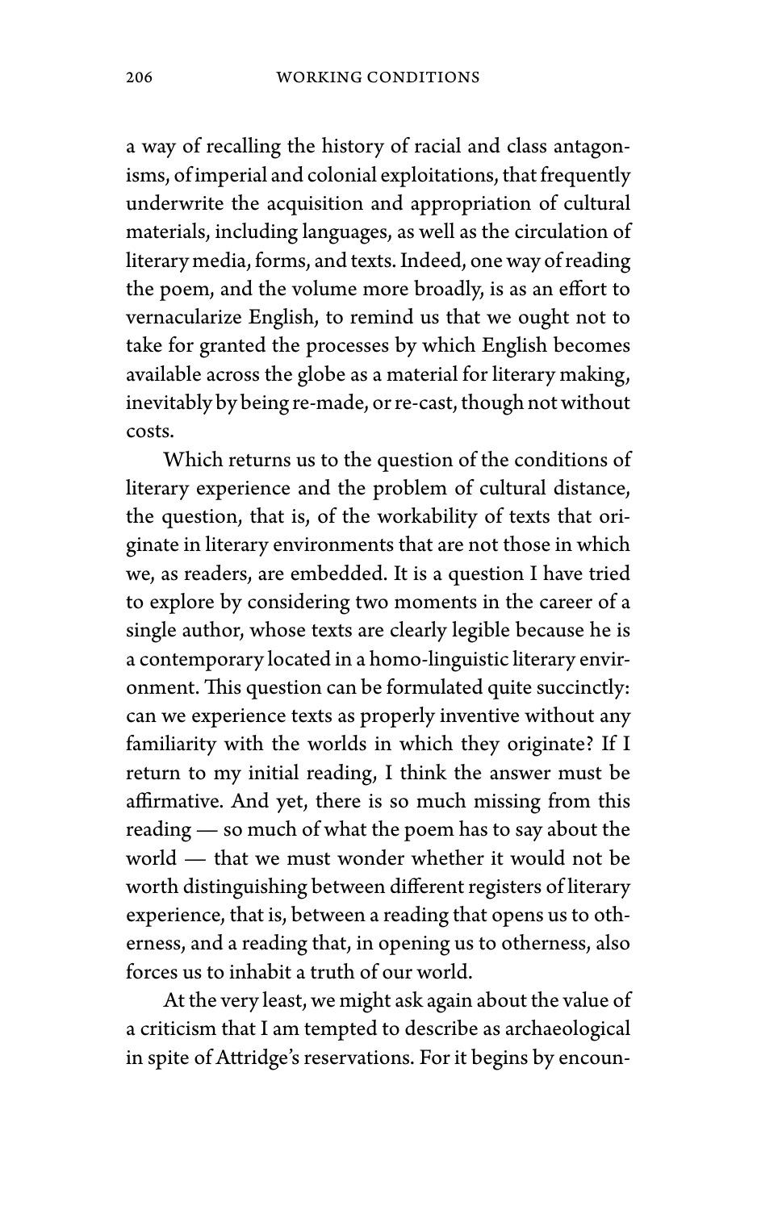a way of recalling the history of racial and class antagonisms, of imperial and colonial exploitations, that frequently underwrite the acquisition and appropriation of cultural materials, including languages, as well as the circulation of literary media, forms, and texts. Indeed, one way of reading the poem, and the volume more broadly, is as an effort to vernacularize English, to remind us that we ought not to take for granted the processes by which English becomes available across the globe as a material for literary making, inevitably by being re-made, or re-cast, though not without costs.

Which returns us to the question of the conditions of literary experience and the problem of cultural distance, the question, that is, of the workability of texts that originate in literary environments that are not those in which we, as readers, are embedded. It is a question I have tried to explore by considering two moments in the career of a single author, whose texts are clearly legible because he is a contemporary located in a homo-linguistic literary environment. This question can be formulated quite succinctly: can we experience texts as properly inventive without any familiarity with the worlds in which they originate? If I return to my initial reading, I think the answer must be affirmative. And yet, there is so much missing from this reading — so much of what the poem has to say about the world — that we must wonder whether it would not be worth distinguishing between different registers of literary experience, that is, between a reading that opens us to otherness, and a reading that, in opening us to otherness, also forces us to inhabit a truth of our world.

At the very least, we might ask again about the value of a criticism that I am tempted to describe as archaeological in spite of Attridge's reservations. For it begins by encoun-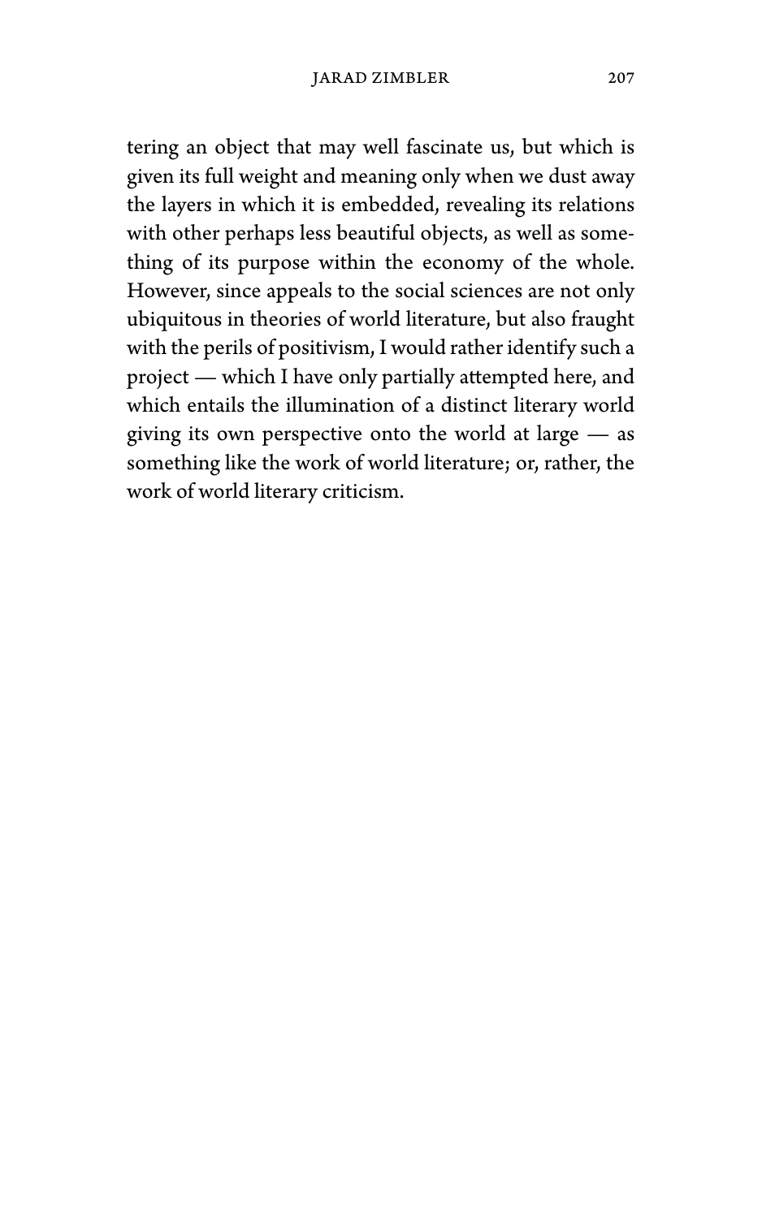tering an object that may well fascinate us, but which is given its full weight and meaning only when we dust away the layers in which it is embedded, revealing its relations with other perhaps less beautiful objects, as well as something of its purpose within the economy of the whole. However, since appeals to the social sciences are not only ubiquitous in theories of world literature, but also fraught with the perils of positivism, I would rather identify such a project — which I have only partially attempted here, and which entails the illumination of a distinct literary world giving its own perspective onto the world at large — as something like the work of world literature; or, rather, the work of world literary criticism.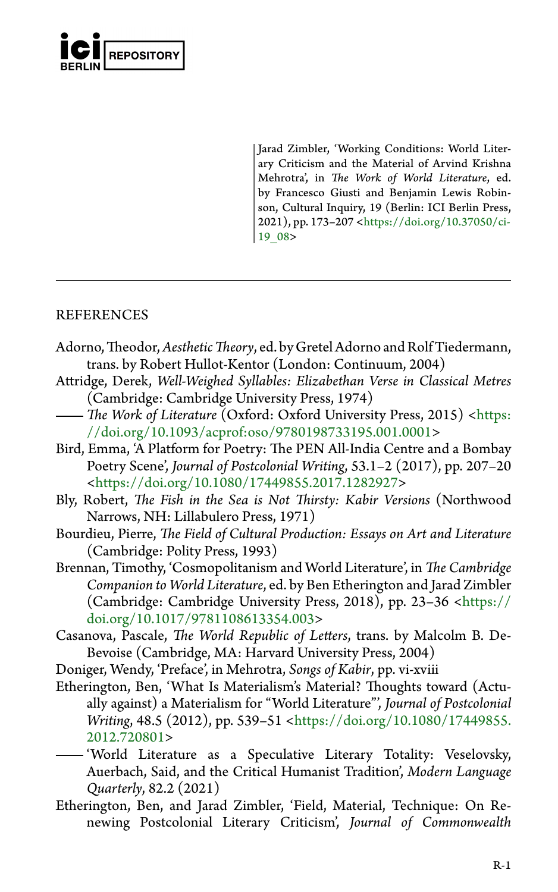Jarad Zimbler, 'Working Conditions: World Literary Criticism and the Material of Arvind Krishna Mehrotra', in *The Work of World Literature*, ed. by Francesco Giusti and Benjamin Lewis Robinson, Cultural Inquiry, 19 (Berlin: ICI Berlin Press, 2021), pp. 173–207 <https://doi.org/10.37050/ci-19_08>

---

## REFERENCES

Adorno, Theodor, *Aesthetic Theory*, ed. by Gretel Adorno and Rolf Tiedermann, trans. by Robert Hullot-Kentor (London: Continuum, 2004)

Attridge, Derek, *Well-Weighed Syllables: Elizabethan Verse in Classical Metres* (Cambridge: Cambridge University Press, 1974)

—— *The Work of Literature* (Oxford: Oxford University Press, 2015) <https://doi.org/10.1093/acprof:oso/9780198733195.001.0001>

Bird, Emma, 'A Platform for Poetry: The PEN All-India Centre and a Bombay Poetry Scene', *Journal of Postcolonial Writing*, 53.1–2 (2017), pp. 207–20 <https://doi.org/10.1080/17449855.2017.1282927>

Bly, Robert, *The Fish in the Sea is Not Thirsty: Kabir Versions* (Northwood Narrows, NH: Lillabulero Press, 1971)

Bourdieu, Pierre, *The Field of Cultural Production: Essays on Art and Literature* (Cambridge: Polity Press, 1993)

Brennan, Timothy, 'Cosmopolitanism and World Literature', in *The Cambridge Companion to World Literature*, ed. by Ben Etherington and Jarad Zimbler (Cambridge: Cambridge University Press, 2018), pp. 23–36 <https://doi.org/10.1017/9781108613354.003>

Casanova, Pascale, *The World Republic of Letters*, trans. by Malcolm B. DeBevoise (Cambridge, MA: Harvard University Press, 2004)

Doniger, Wendy, 'Preface', in Mehrotra, *Songs of Kabir*, pp. vi-xviii

Etherington, Ben, 'What Is Materialism's Material? Thoughts toward (Actually against) a Materialism for "World Literature"', *Journal of Postcolonial Writing*, 48.5 (2012), pp. 539–51 <https://doi.org/10.1080/17449855.2012.720801>

—— 'World Literature as a Speculative Literary Totality: Veselovsky, Auerbach, Said, and the Critical Humanist Tradition', *Modern Language Quarterly*, 82.2 (2021)

Etherington, Ben, and Jarad Zimbler, 'Field, Material, Technique: On Renewing Postcolonial Literary Criticism', *Journal of Commonwealth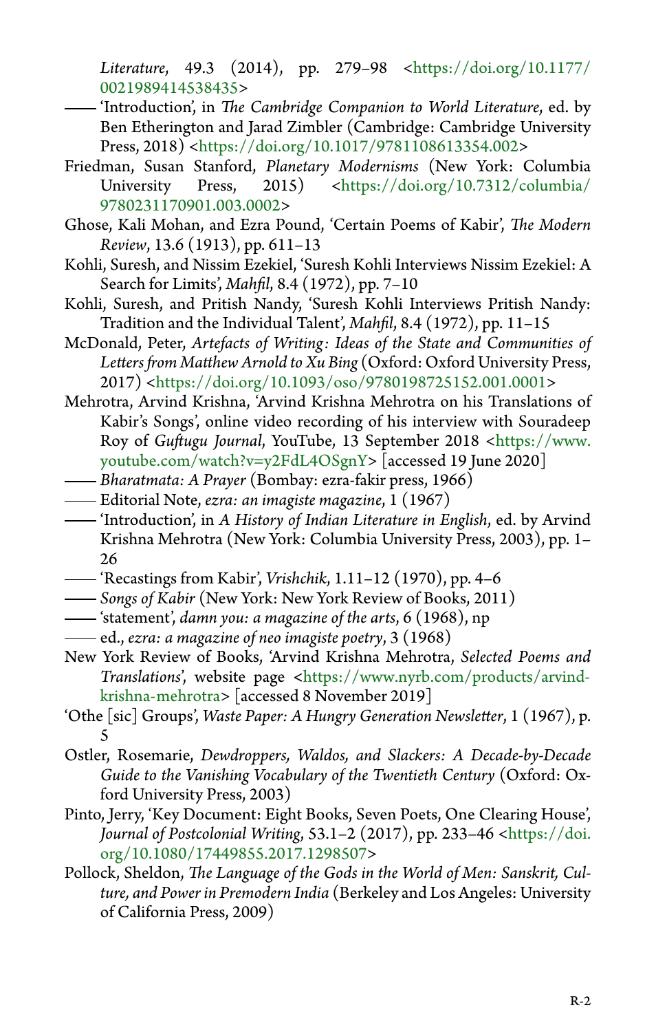*Literature*, 49.3 (2014), pp. 279–98 <https://doi.org/10.1177/0021989414538435>

—— 'Introduction', in *The Cambridge Companion to World Literature*, ed. by Ben Etherington and Jarad Zimbler (Cambridge: Cambridge University Press, 2018) <https://doi.org/10.1017/9781108613354.002>

Friedman, Susan Stanford, *Planetary Modernisms* (New York: Columbia University Press, 2015) <https://doi.org/10.7312/columbia/9780231170901.003.0002>

Ghose, Kali Mohan, and Ezra Pound, 'Certain Poems of Kabir', *The Modern Review*, 13.6 (1913), pp. 611–13

Kohli, Suresh, and Nissim Ezekiel, 'Suresh Kohli Interviews Nissim Ezekiel: A Search for Limits', *Mahfil*, 8.4 (1972), pp. 7–10

Kohli, Suresh, and Pritish Nandy, 'Suresh Kohli Interviews Pritish Nandy: Tradition and the Individual Talent', *Mahfil*, 8.4 (1972), pp. 11–15

McDonald, Peter, *Artefacts of Writing: Ideas of the State and Communities of Letters from Matthew Arnold to Xu Bing* (Oxford: Oxford University Press, 2017) <https://doi.org/10.1093/oso/9780198725152.001.0001>

Mehrotra, Arvind Krishna, 'Arvind Krishna Mehrotra on his Translations of Kabir's Songs', online video recording of his interview with Souradeep Roy of *Guftugu Journal*, YouTube, 13 September 2018 <https://www.youtube.com/watch?v=y2FdL4OSgnY> [accessed 19 June 2020]

—— *Bharatmata: A Prayer* (Bombay: ezra-fakir press, 1966)

—— Editorial Note, *ezra: an imagiste magazine*, 1 (1967)

—— 'Introduction', in *A History of Indian Literature in English*, ed. by Arvind Krishna Mehrotra (New York: Columbia University Press, 2003), pp. 1–26

—— 'Recastings from Kabir', *Vrishchik*, 1.11–12 (1970), pp. 4–6

—— *Songs of Kabir* (New York: New York Review of Books, 2011)

—— 'statement', *damn you: a magazine of the arts*, 6 (1968), np

—— ed., *ezra: a magazine of neo imagiste poetry*, 3 (1968)

New York Review of Books, 'Arvind Krishna Mehrotra, *Selected Poems and Translations*', website page <https://www.nyrb.com/products/arvind-krishna-mehrotra> [accessed 8 November 2019]

'Othe [sic] Groups', *Waste Paper: A Hungry Generation Newsletter*, 1 (1967), p. 5

Ostler, Rosemarie, *Dewdroppers, Waldos, and Slackers: A Decade-by-Decade Guide to the Vanishing Vocabulary of the Twentieth Century* (Oxford: Oxford University Press, 2003)

Pinto, Jerry, 'Key Document: Eight Books, Seven Poets, One Clearing House', *Journal of Postcolonial Writing*, 53.1–2 (2017), pp. 233–46 <https://doi.org/10.1080/17449855.2017.1298507>

Pollock, Sheldon, *The Language of the Gods in the World of Men: Sanskrit, Culture, and Power in Premodern India* (Berkeley and Los Angeles: University of California Press, 2009)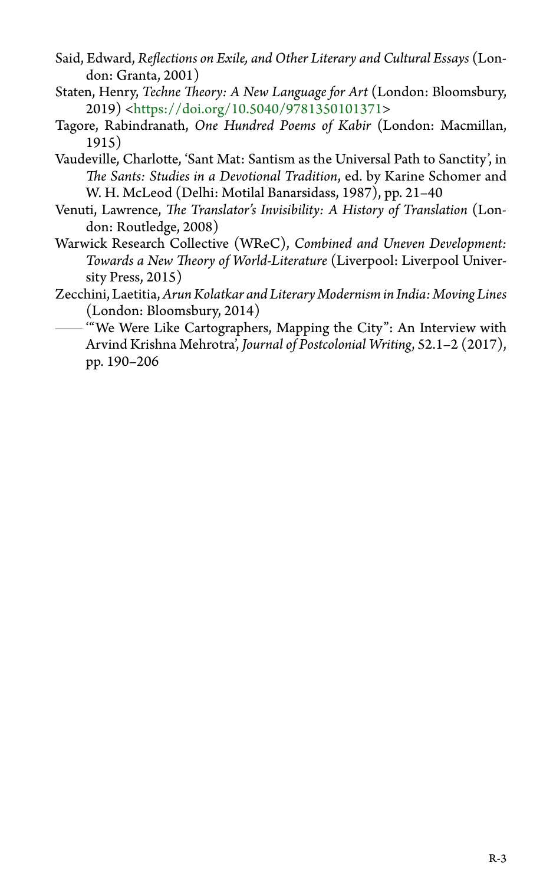Said, Edward, *Reflections on Exile, and Other Literary and Cultural Essays* (London: Granta, 2001)

Staten, Henry, *Techne Theory: A New Language for Art* (London: Bloomsbury, 2019) <https://doi.org/10.5040/9781350101371>

Tagore, Rabindranath, *One Hundred Poems of Kabir* (London: Macmillan, 1915)

Vaudeville, Charlotte, 'Sant Mat: Santism as the Universal Path to Sanctity', in *The Sants: Studies in a Devotional Tradition*, ed. by Karine Schomer and W. H. McLeod (Delhi: Motilal Banarsidass, 1987), pp. 21–40

Venuti, Lawrence, *The Translator's Invisibility: A History of Translation* (London: Routledge, 2008)

Warwick Research Collective (WReC), *Combined and Uneven Development: Towards a New Theory of World-Literature* (Liverpool: Liverpool University Press, 2015)

Zecchini, Laetitia, *Arun Kolatkar and Literary Modernism in India: Moving Lines* (London: Bloomsbury, 2014)

—— '"We Were Like Cartographers, Mapping the City": An Interview with Arvind Krishna Mehrotra', *Journal of Postcolonial Writing*, 52.1–2 (2017), pp. 190–206